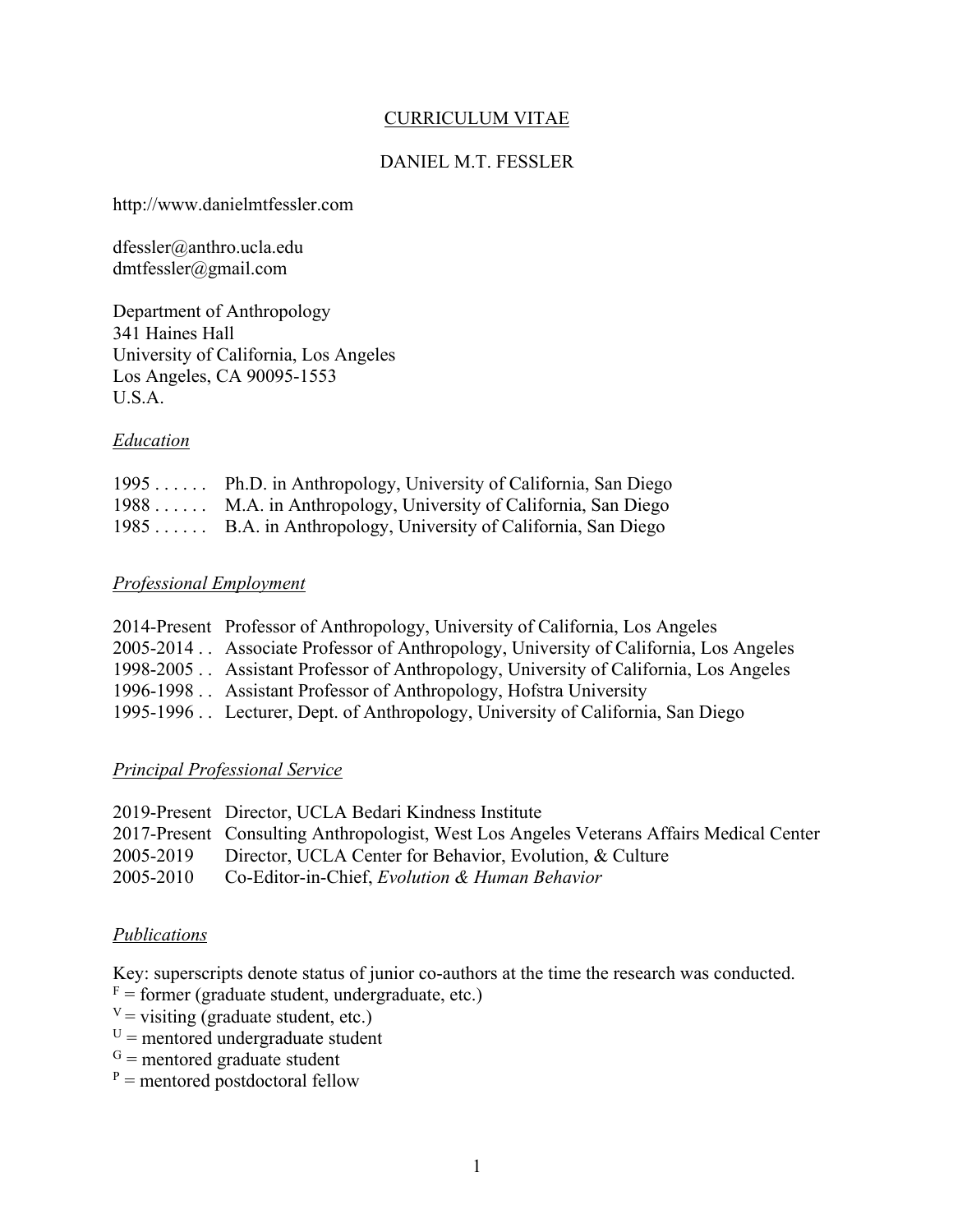# CURRICULUM VITAE

## DANIEL M.T. FESSLER

http://www.danielmtfessler.com

dfessler@anthro.ucla.edu
dmtfessler@gmail.com

Department of Anthropology
341 Haines Hall
University of California, Los Angeles
Los Angeles, CA 90095-1553
U.S.A.

### *Education*

1995 . . . . . . Ph.D. in Anthropology, University of California, San Diego
1988 . . . . . . M.A. in Anthropology, University of California, San Diego
1985 . . . . . . B.A. in Anthropology, University of California, San Diego

### *Professional Employment*

2014-Present Professor of Anthropology, University of California, Los Angeles
2005-2014 . . Associate Professor of Anthropology, University of California, Los Angeles
1998-2005 . . Assistant Professor of Anthropology, University of California, Los Angeles
1996-1998 . . Assistant Professor of Anthropology, Hofstra University
1995-1996 . . Lecturer, Dept. of Anthropology, University of California, San Diego

### *Principal Professional Service*

2019-Present Director, UCLA Bedari Kindness Institute
2017-Present Consulting Anthropologist, West Los Angeles Veterans Affairs Medical Center
2005-2019 Director, UCLA Center for Behavior, Evolution, & Culture
2005-2010 Co-Editor-in-Chief, *Evolution & Human Behavior*

### *Publications*

Key: superscripts denote status of junior co-authors at the time the research was conducted.
[F] = former (graduate student, undergraduate, etc.)
[V] = visiting (graduate student, etc.)
[U] = mentored undergraduate student
[G] = mentored graduate student
[P] = mentored postdoctoral fellow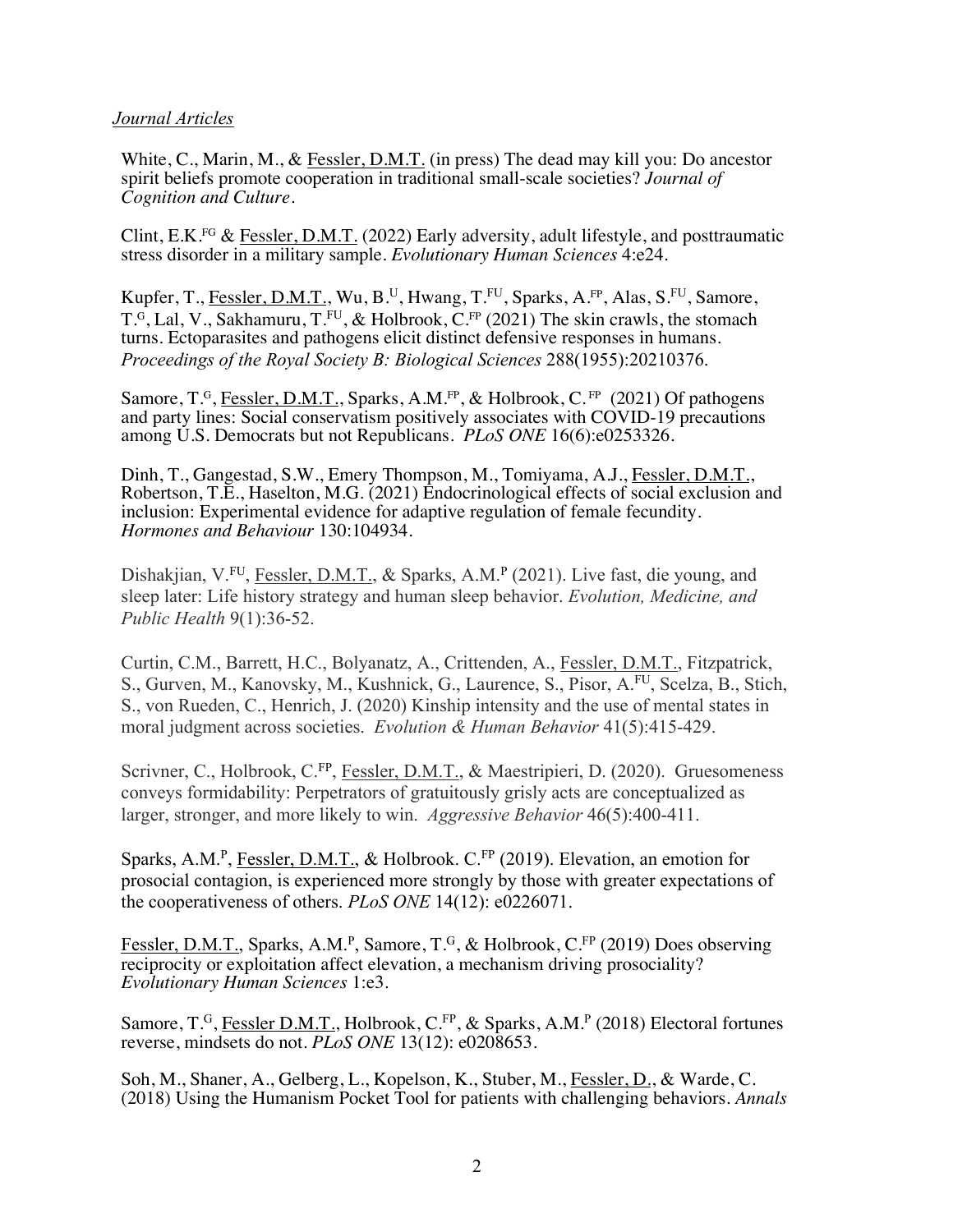*Journal Articles*

White, C., Marin, M., & Fessler, D.M.T. (in press) The dead may kill you: Do ancestor spirit beliefs promote cooperation in traditional small-scale societies? *Journal of Cognition and Culture*.

Clint, E.K.[FG] & Fessler, D.M.T. (2022) Early adversity, adult lifestyle, and posttraumatic stress disorder in a military sample. *Evolutionary Human Sciences* 4:e24.

Kupfer, T., Fessler, D.M.T., Wu, B.[U], Hwang, T.[FU], Sparks, A.[FP], Alas, S.[FU], Samore, T.[G], Lal, V., Sakhamuru, T.[FU], & Holbrook, C.[FP] (2021) The skin crawls, the stomach turns. Ectoparasites and pathogens elicit distinct defensive responses in humans. *Proceedings of the Royal Society B: Biological Sciences* 288(1955):20210376.

Samore, T.[G], Fessler, D.M.T., Sparks, A.M.[FP], & Holbrook, C.[FP] (2021) Of pathogens and party lines: Social conservatism positively associates with COVID-19 precautions among U.S. Democrats but not Republicans. *PLoS ONE* 16(6):e0253326.

Dinh, T., Gangestad, S.W., Emery Thompson, M., Tomiyama, A.J., Fessler, D.M.T., Robertson, T.E., Haselton, M.G. (2021) Endocrinological effects of social exclusion and inclusion: Experimental evidence for adaptive regulation of female fecundity. *Hormones and Behaviour* 130:104934.

Dishakjian, V.[FU], Fessler, D.M.T., & Sparks, A.M.[P] (2021). Live fast, die young, and sleep later: Life history strategy and human sleep behavior. *Evolution, Medicine, and Public Health* 9(1):36-52.

Curtin, C.M., Barrett, H.C., Bolyanatz, A., Crittenden, A., Fessler, D.M.T., Fitzpatrick, S., Gurven, M., Kanovsky, M., Kushnick, G., Laurence, S., Pisor, A.[FU], Scelza, B., Stich, S., von Rueden, C., Henrich, J. (2020) Kinship intensity and the use of mental states in moral judgment across societies. *Evolution & Human Behavior* 41(5):415-429.

Scrivner, C., Holbrook, C.[FP], Fessler, D.M.T., & Maestripieri, D. (2020). Gruesomeness conveys formidability: Perpetrators of gratuitously grisly acts are conceptualized as larger, stronger, and more likely to win. *Aggressive Behavior* 46(5):400-411.

Sparks, A.M.[P], Fessler, D.M.T., & Holbrook. C.[FP] (2019). Elevation, an emotion for prosocial contagion, is experienced more strongly by those with greater expectations of the cooperativeness of others. *PLoS ONE* 14(12): e0226071.

Fessler, D.M.T., Sparks, A.M.[P], Samore, T.[G], & Holbrook, C.[FP] (2019) Does observing reciprocity or exploitation affect elevation, a mechanism driving prosociality? *Evolutionary Human Sciences* 1:e3.

Samore, T.[G], Fessler D.M.T., Holbrook, C.[FP], & Sparks, A.M.[P] (2018) Electoral fortunes reverse, mindsets do not. *PLoS ONE* 13(12): e0208653.

Soh, M., Shaner, A., Gelberg, L., Kopelson, K., Stuber, M., Fessler, D., & Warde, C. (2018) Using the Humanism Pocket Tool for patients with challenging behaviors. *Annals*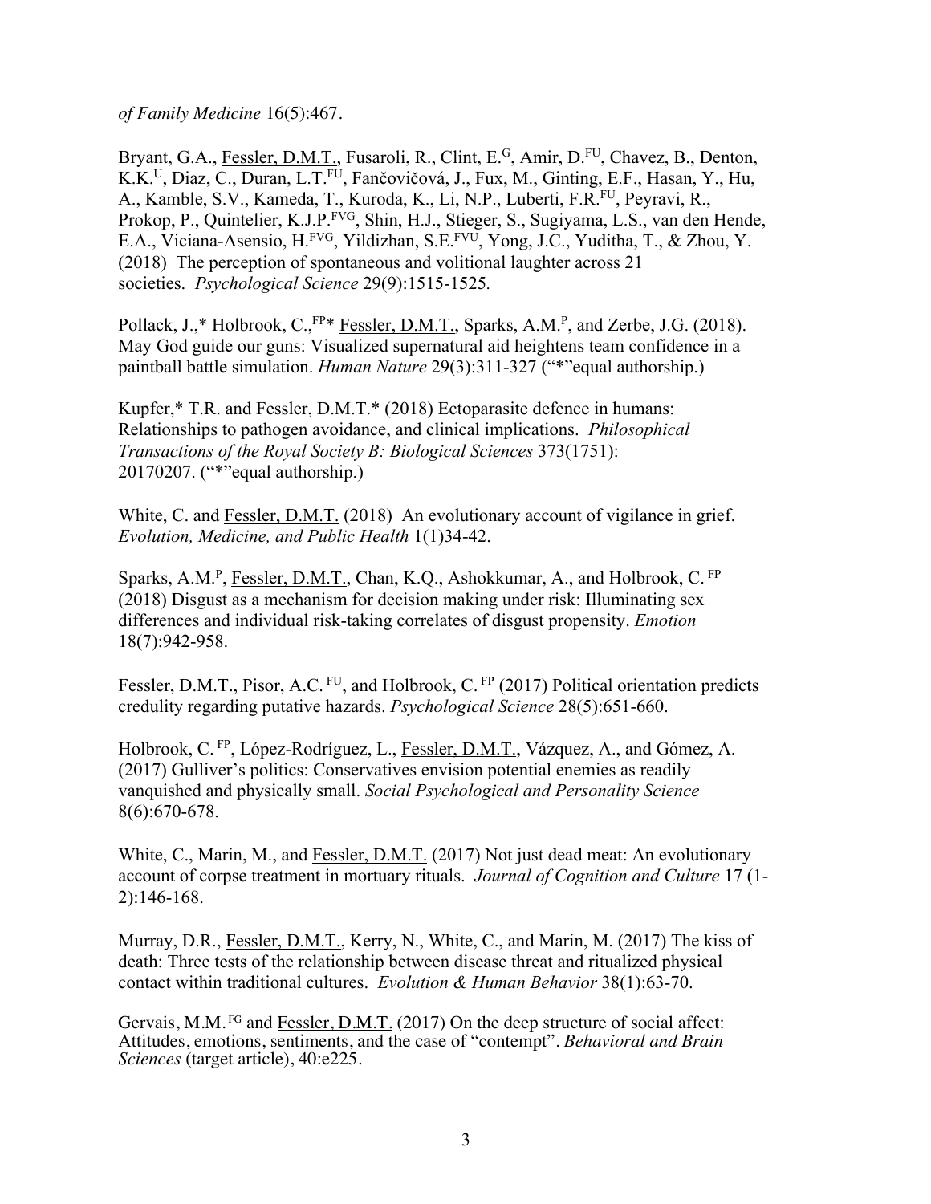*of Family Medicine* 16(5):467.

Bryant, G.A., <u>Fessler, D.M.T.</u>, Fusaroli, R., Clint, E.[G], Amir, D.[FU], Chavez, B., Denton, K.K.[U], Diaz, C., Duran, L.T.[FU], Fančovičová, J., Fux, M., Ginting, E.F., Hasan, Y., Hu, A., Kamble, S.V., Kameda, T., Kuroda, K., Li, N.P., Luberti, F.R.[FU], Peyravi, R., Prokop, P., Quintelier, K.J.P.[FVG], Shin, H.J., Stieger, S., Sugiyama, L.S., van den Hende, E.A., Viciana-Asensio, H.[FVG], Yildizhan, S.E.[FVU], Yong, J.C., Yuditha, T., & Zhou, Y. (2018) The perception of spontaneous and volitional laughter across 21 societies. *Psychological Science* 29(9):1515-1525.

Pollack, J.,* Holbrook, C.,[FP]* <u>Fessler, D.M.T.</u>, Sparks, A.M.[P], and Zerbe, J.G. (2018). May God guide our guns: Visualized supernatural aid heightens team confidence in a paintball battle simulation. *Human Nature* 29(3):311-327 ("*"equal authorship.)

Kupfer,* T.R. and <u>Fessler, D.M.T.*</u> (2018) Ectoparasite defence in humans: Relationships to pathogen avoidance, and clinical implications. *Philosophical Transactions of the Royal Society B: Biological Sciences* 373(1751): 20170207. ("*"equal authorship.)

White, C. and <u>Fessler, D.M.T.</u> (2018) An evolutionary account of vigilance in grief. *Evolution, Medicine, and Public Health* 1(1)34-42.

Sparks, A.M.[P], <u>Fessler, D.M.T.</u>, Chan, K.Q., Ashokkumar, A., and Holbrook, C.[FP] (2018) Disgust as a mechanism for decision making under risk: Illuminating sex differences and individual risk-taking correlates of disgust propensity. *Emotion* 18(7):942-958.

<u>Fessler, D.M.T.</u>, Pisor, A.C.[FU], and Holbrook, C.[FP] (2017) Political orientation predicts credulity regarding putative hazards. *Psychological Science* 28(5):651-660.

Holbrook, C.[FP], López-Rodríguez, L., <u>Fessler, D.M.T.</u>, Vázquez, A., and Gómez, A. (2017) Gulliver's politics: Conservatives envision potential enemies as readily vanquished and physically small. *Social Psychological and Personality Science* 8(6):670-678.

White, C., Marin, M., and <u>Fessler, D.M.T.</u> (2017) Not just dead meat: An evolutionary account of corpse treatment in mortuary rituals. *Journal of Cognition and Culture* 17 (1-2):146-168.

Murray, D.R., <u>Fessler, D.M.T.</u>, Kerry, N., White, C., and Marin, M. (2017) The kiss of death: Three tests of the relationship between disease threat and ritualized physical contact within traditional cultures. *Evolution & Human Behavior* 38(1):63-70.

Gervais, M.M.[FG] and <u>Fessler, D.M.T.</u> (2017) On the deep structure of social affect: Attitudes, emotions, sentiments, and the case of "contempt". *Behavioral and Brain Sciences* (target article), 40:e225.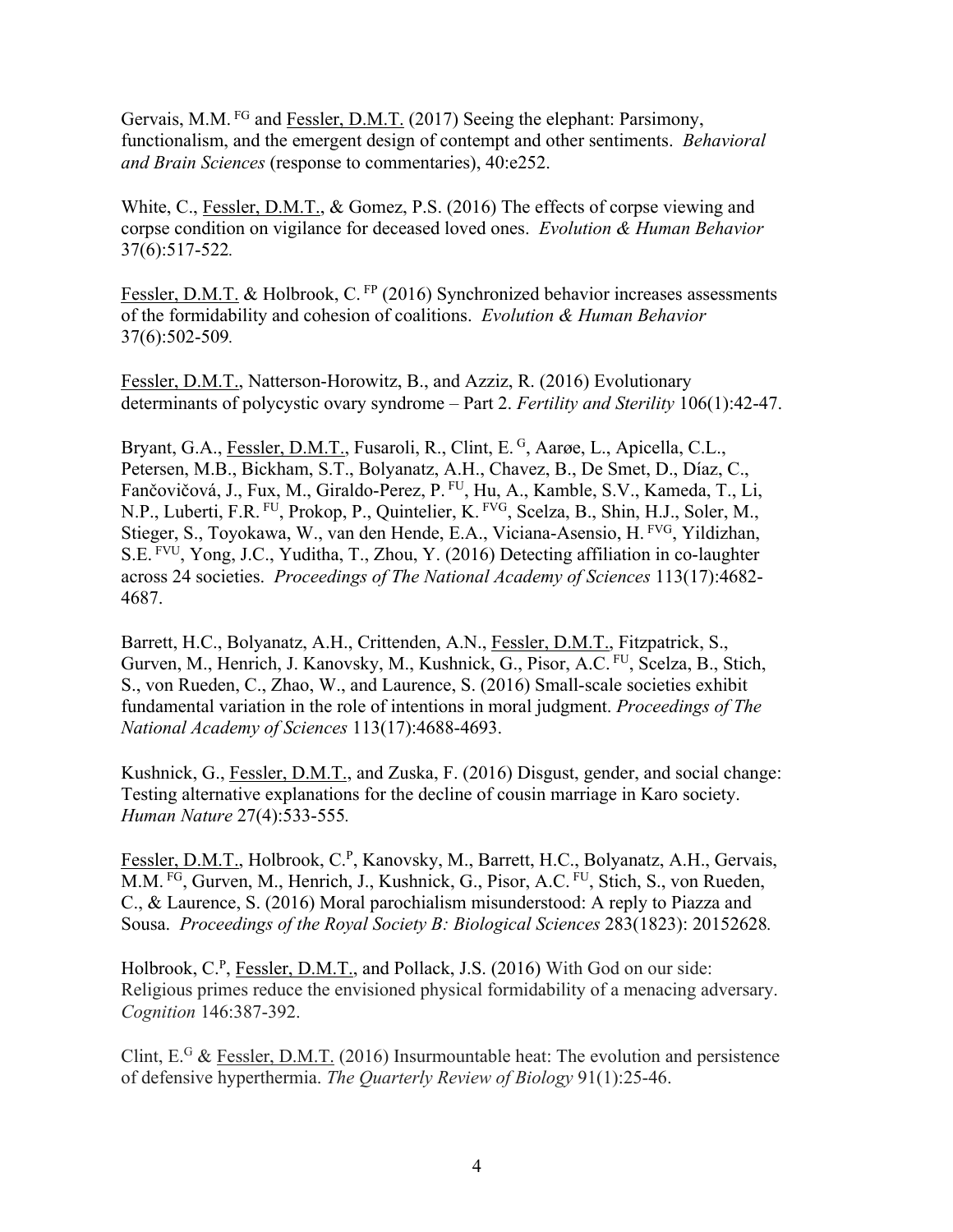Gervais, M.M. [FG] and <u>Fessler, D.M.T.</u> (2017) Seeing the elephant: Parsimony, functionalism, and the emergent design of contempt and other sentiments. *Behavioral and Brain Sciences* (response to commentaries), 40:e252.

White, C., <u>Fessler, D.M.T.</u>, & Gomez, P.S. (2016) The effects of corpse viewing and corpse condition on vigilance for deceased loved ones. *Evolution & Human Behavior* 37(6):517-522.

<u>Fessler, D.M.T.</u> & Holbrook, C. [FP] (2016) Synchronized behavior increases assessments of the formidability and cohesion of coalitions. *Evolution & Human Behavior* 37(6):502-509.

<u>Fessler, D.M.T.</u>, Natterson-Horowitz, B., and Azziz, R. (2016) Evolutionary determinants of polycystic ovary syndrome – Part 2. *Fertility and Sterility* 106(1):42-47.

Bryant, G.A., <u>Fessler, D.M.T.</u>, Fusaroli, R., Clint, E. [G], Aarøe, L., Apicella, C.L., Petersen, M.B., Bickham, S.T., Bolyanatz, A.H., Chavez, B., De Smet, D., Díaz, C., Fančovičová, J., Fux, M., Giraldo-Perez, P. [FU], Hu, A., Kamble, S.V., Kameda, T., Li, N.P., Luberti, F.R. [FU], Prokop, P., Quintelier, K. [FVG], Scelza, B., Shin, H.J., Soler, M., Stieger, S., Toyokawa, W., van den Hende, E.A., Viciana-Asensio, H. [FVG], Yildizhan, S.E. [FVU], Yong, J.C., Yuditha, T., Zhou, Y. (2016) Detecting affiliation in co-laughter across 24 societies. *Proceedings of The National Academy of Sciences* 113(17):4682-4687.

Barrett, H.C., Bolyanatz, A.H., Crittenden, A.N., <u>Fessler, D.M.T.</u>, Fitzpatrick, S., Gurven, M., Henrich, J. Kanovsky, M., Kushnick, G., Pisor, A.C. [FU], Scelza, B., Stich, S., von Rueden, C., Zhao, W., and Laurence, S. (2016) Small-scale societies exhibit fundamental variation in the role of intentions in moral judgment. *Proceedings of The National Academy of Sciences* 113(17):4688-4693.

Kushnick, G., <u>Fessler, D.M.T.</u>, and Zuska, F. (2016) Disgust, gender, and social change: Testing alternative explanations for the decline of cousin marriage in Karo society. *Human Nature* 27(4):533-555.

<u>Fessler, D.M.T.</u>, Holbrook, C.[P], Kanovsky, M., Barrett, H.C., Bolyanatz, A.H., Gervais, M.M. [FG], Gurven, M., Henrich, J., Kushnick, G., Pisor, A.C. [FU], Stich, S., von Rueden, C., & Laurence, S. (2016) Moral parochialism misunderstood: A reply to Piazza and Sousa. *Proceedings of the Royal Society B: Biological Sciences* 283(1823): 20152628.

Holbrook, C.[P], <u>Fessler, D.M.T.</u>, and Pollack, J.S. (2016) With God on our side: Religious primes reduce the envisioned physical formidability of a menacing adversary. *Cognition* 146:387-392.

Clint, E.[G] & <u>Fessler, D.M.T.</u> (2016) Insurmountable heat: The evolution and persistence of defensive hyperthermia. *The Quarterly Review of Biology* 91(1):25-46.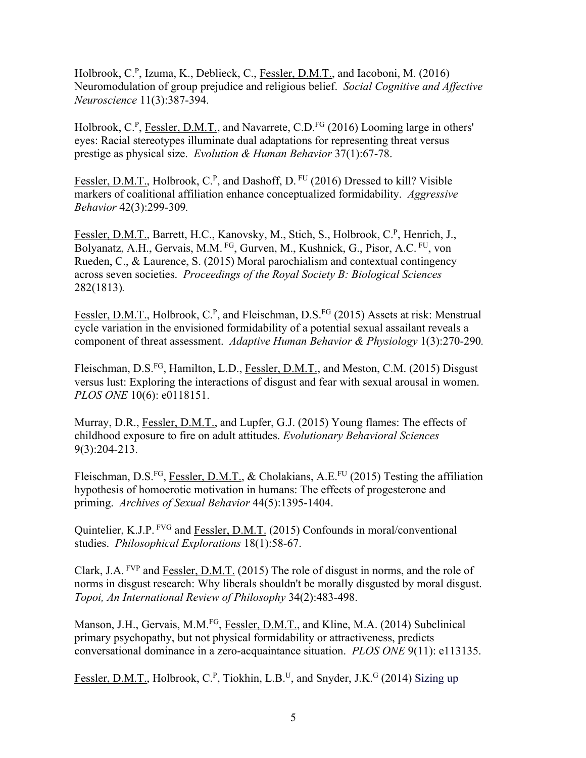Holbrook, C.[P], Izuma, K., Deblieck, C., <u>Fessler, D.M.T.</u>, and Iacoboni, M. (2016) Neuromodulation of group prejudice and religious belief. *Social Cognitive and Affective Neuroscience* 11(3):387-394.

Holbrook, C.[P], <u>Fessler, D.M.T.</u>, and Navarrete, C.D.[FG] (2016) Looming large in others' eyes: Racial stereotypes illuminate dual adaptations for representing threat versus prestige as physical size. *Evolution & Human Behavior* 37(1):67-78.

<u>Fessler, D.M.T.</u>, Holbrook, C.[P], and Dashoff, D.[FU] (2016) Dressed to kill? Visible markers of coalitional affiliation enhance conceptualized formidability. *Aggressive Behavior* 42(3):299-309.

<u>Fessler, D.M.T.</u>, Barrett, H.C., Kanovsky, M., Stich, S., Holbrook, C.[P], Henrich, J., Bolyanatz, A.H., Gervais, M.M.[FG], Gurven, M., Kushnick, G., Pisor, A.C.[FU], von Rueden, C., & Laurence, S. (2015) Moral parochialism and contextual contingency across seven societies. *Proceedings of the Royal Society B: Biological Sciences* 282(1813).

<u>Fessler, D.M.T.</u>, Holbrook, C.[P], and Fleischman, D.S.[FG] (2015) Assets at risk: Menstrual cycle variation in the envisioned formidability of a potential sexual assailant reveals a component of threat assessment. *Adaptive Human Behavior & Physiology* 1(3):270-290.

Fleischman, D.S.[FG], Hamilton, L.D., <u>Fessler, D.M.T.</u>, and Meston, C.M. (2015) Disgust versus lust: Exploring the interactions of disgust and fear with sexual arousal in women. *PLOS ONE* 10(6): e0118151.

Murray, D.R., <u>Fessler, D.M.T.</u>, and Lupfer, G.J. (2015) Young flames: The effects of childhood exposure to fire on adult attitudes. *Evolutionary Behavioral Sciences* 9(3):204-213.

Fleischman, D.S.[FG], <u>Fessler, D.M.T.</u>, & Cholakians, A.E.[FU] (2015) Testing the affiliation hypothesis of homoerotic motivation in humans: The effects of progesterone and priming. *Archives of Sexual Behavior* 44(5):1395-1404.

Quintelier, K.J.P.[FVG] and <u>Fessler, D.M.T.</u> (2015) Confounds in moral/conventional studies. *Philosophical Explorations* 18(1):58-67.

Clark, J.A.[FVP] and <u>Fessler, D.M.T.</u> (2015) The role of disgust in norms, and the role of norms in disgust research: Why liberals shouldn't be morally disgusted by moral disgust. *Topoi, An International Review of Philosophy* 34(2):483-498.

Manson, J.H., Gervais, M.M.[FG], <u>Fessler, D.M.T.</u>, and Kline, M.A. (2014) Subclinical primary psychopathy, but not physical formidability or attractiveness, predicts conversational dominance in a zero-acquaintance situation. *PLOS ONE* 9(11): e113135.

<u>Fessler, D.M.T.</u>, Holbrook, C.[P], Tiokhin, L.B.[U], and Snyder, J.K.[G] (2014) Sizing up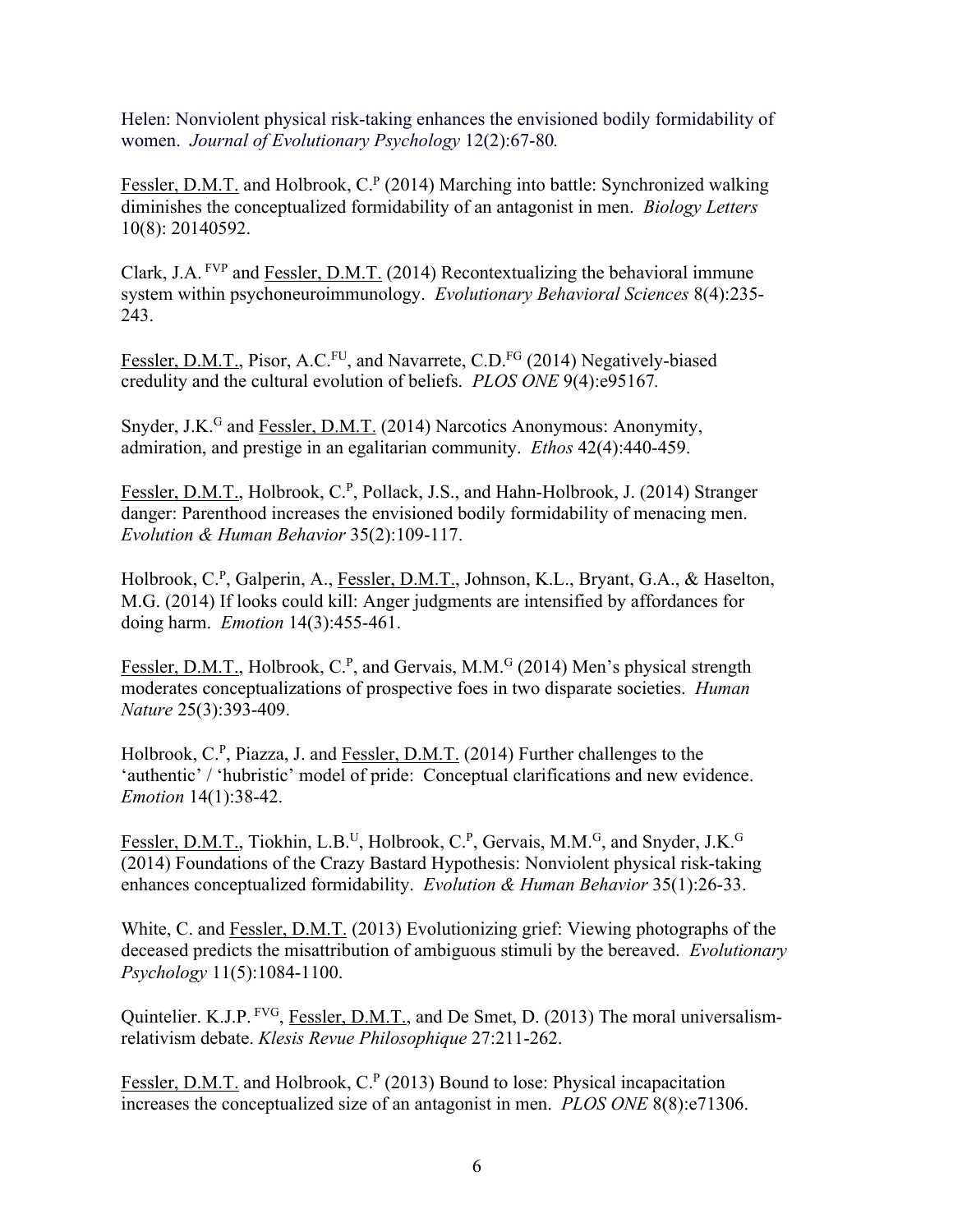Helen: Nonviolent physical risk-taking enhances the envisioned bodily formidability of women. *Journal of Evolutionary Psychology* 12(2):67-80*.*

Fessler, D.M.T. and Holbrook, C.[P] (2014) Marching into battle: Synchronized walking diminishes the conceptualized formidability of an antagonist in men. *Biology Letters* 10(8): 20140592.

Clark, J.A. [FVP] and Fessler, D.M.T. (2014) Recontextualizing the behavioral immune system within psychoneuroimmunology. *Evolutionary Behavioral Sciences* 8(4):235-243.

Fessler, D.M.T., Pisor, A.C.[FU], and Navarrete, C.D.[FG] (2014) Negatively-biased credulity and the cultural evolution of beliefs. *PLOS ONE* 9(4):e95167*.*

Snyder, J.K.[G] and Fessler, D.M.T. (2014) Narcotics Anonymous: Anonymity, admiration, and prestige in an egalitarian community. *Ethos* 42(4):440-459.

Fessler, D.M.T., Holbrook, C.[P], Pollack, J.S., and Hahn-Holbrook, J. (2014) Stranger danger: Parenthood increases the envisioned bodily formidability of menacing men. *Evolution & Human Behavior* 35(2):109-117.

Holbrook, C.[P], Galperin, A., Fessler, D.M.T., Johnson, K.L., Bryant, G.A., & Haselton, M.G. (2014) If looks could kill: Anger judgments are intensified by affordances for doing harm. *Emotion* 14(3):455-461.

Fessler, D.M.T., Holbrook, C.[P], and Gervais, M.M.[G] (2014) Men's physical strength moderates conceptualizations of prospective foes in two disparate societies. *Human Nature* 25(3):393-409.

Holbrook, C.[P], Piazza, J. and Fessler, D.M.T. (2014) Further challenges to the 'authentic' / 'hubristic' model of pride: Conceptual clarifications and new evidence. *Emotion* 14(1):38-42.

Fessler, D.M.T., Tiokhin, L.B.[U], Holbrook, C.[P], Gervais, M.M.[G], and Snyder, J.K.[G] (2014) Foundations of the Crazy Bastard Hypothesis: Nonviolent physical risk-taking enhances conceptualized formidability. *Evolution & Human Behavior* 35(1):26-33.

White, C. and Fessler, D.M.T. (2013) Evolutionizing grief: Viewing photographs of the deceased predicts the misattribution of ambiguous stimuli by the bereaved. *Evolutionary Psychology* 11(5):1084-1100.

Quintelier. K.J.P. [FVG], Fessler, D.M.T., and De Smet, D. (2013) The moral universalism-relativism debate. *Klesis Revue Philosophique* 27:211-262.

Fessler, D.M.T. and Holbrook, C.[P] (2013) Bound to lose: Physical incapacitation increases the conceptualized size of an antagonist in men. *PLOS ONE* 8(8):e71306.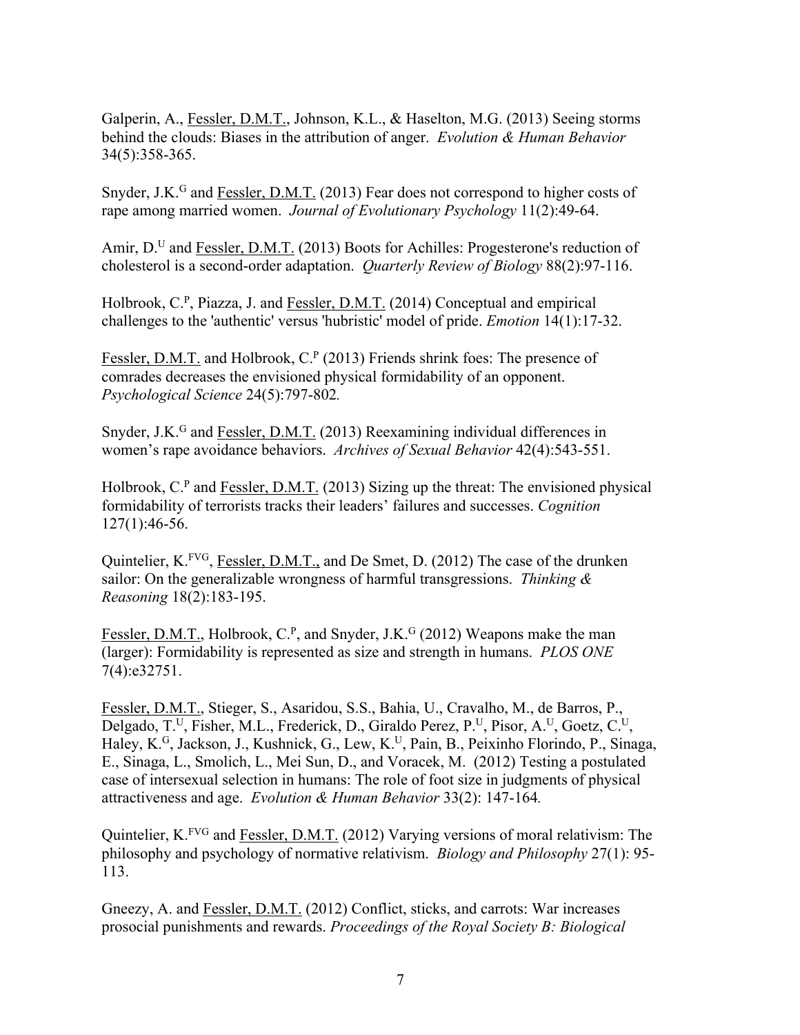Galperin, A., Fessler, D.M.T., Johnson, K.L., & Haselton, M.G. (2013) Seeing storms behind the clouds: Biases in the attribution of anger. *Evolution & Human Behavior* 34(5):358-365.

Snyder, J.K.[G] and Fessler, D.M.T. (2013) Fear does not correspond to higher costs of rape among married women. *Journal of Evolutionary Psychology* 11(2):49-64.

Amir, D.[U] and Fessler, D.M.T. (2013) Boots for Achilles: Progesterone's reduction of cholesterol is a second-order adaptation. *Quarterly Review of Biology* 88(2):97-116.

Holbrook, C.[P], Piazza, J. and Fessler, D.M.T. (2014) Conceptual and empirical challenges to the 'authentic' versus 'hubristic' model of pride. *Emotion* 14(1):17-32.

Fessler, D.M.T. and Holbrook, C.[P] (2013) Friends shrink foes: The presence of comrades decreases the envisioned physical formidability of an opponent. *Psychological Science* 24(5):797-802*.*

Snyder, J.K.[G] and Fessler, D.M.T. (2013) Reexamining individual differences in women's rape avoidance behaviors. *Archives of Sexual Behavior* 42(4):543-551.

Holbrook, C.[P] and Fessler, D.M.T. (2013) Sizing up the threat: The envisioned physical formidability of terrorists tracks their leaders' failures and successes. *Cognition* 127(1):46-56.

Quintelier, K.[FVG], Fessler, D.M.T., and De Smet, D. (2012) The case of the drunken sailor: On the generalizable wrongness of harmful transgressions. *Thinking & Reasoning* 18(2):183-195.

Fessler, D.M.T., Holbrook, C.[P], and Snyder, J.K.[G] (2012) Weapons make the man (larger): Formidability is represented as size and strength in humans. *PLOS ONE* 7(4):e32751.

Fessler, D.M.T., Stieger, S., Asaridou, S.S., Bahia, U., Cravalho, M., de Barros, P., Delgado, T.[U], Fisher, M.L., Frederick, D., Giraldo Perez, P.[U], Pisor, A.[U], Goetz, C.[U], Haley, K.[G], Jackson, J., Kushnick, G., Lew, K.[U], Pain, B., Peixinho Florindo, P., Sinaga, E., Sinaga, L., Smolich, L., Mei Sun, D., and Voracek, M. (2012) Testing a postulated case of intersexual selection in humans: The role of foot size in judgments of physical attractiveness and age. *Evolution & Human Behavior* 33(2): 147-164*.*

Quintelier, K.[FVG] and Fessler, D.M.T. (2012) Varying versions of moral relativism: The philosophy and psychology of normative relativism. *Biology and Philosophy* 27(1): 95-113.

Gneezy, A. and Fessler, D.M.T. (2012) Conflict, sticks, and carrots: War increases prosocial punishments and rewards. *Proceedings of the Royal Society B: Biological*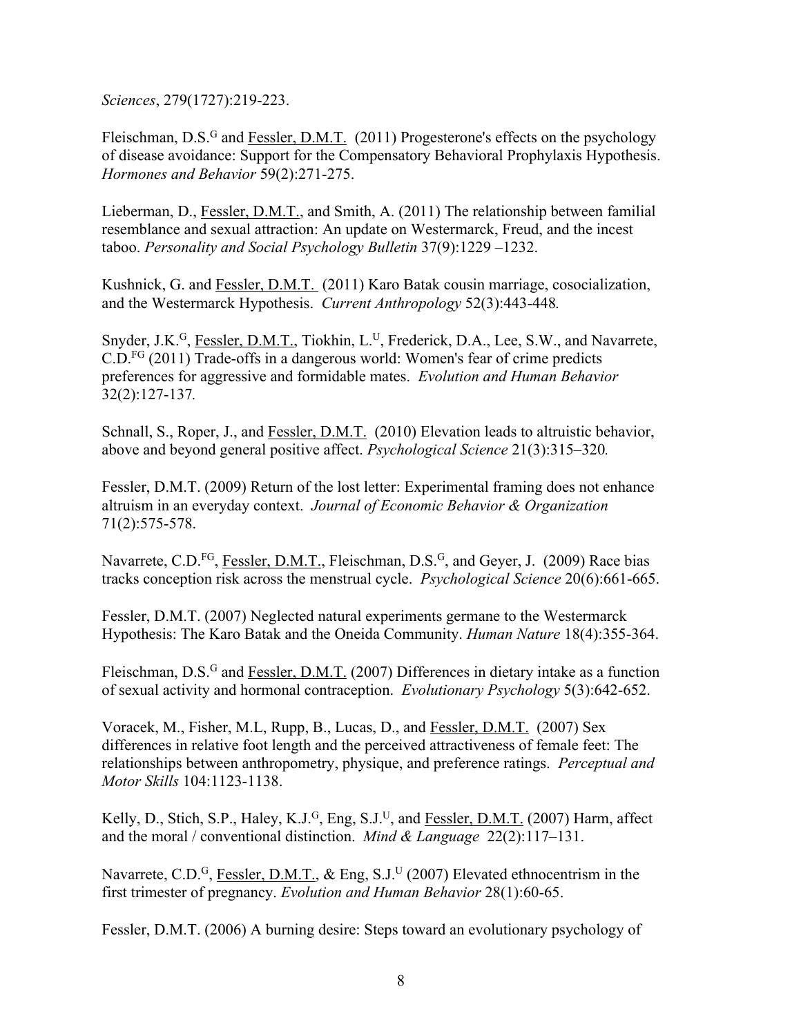*Sciences*, 279(1727):219-223.

Fleischman, D.S.[G] and <u>Fessler, D.M.T.</u> (2011) Progesterone's effects on the psychology of disease avoidance: Support for the Compensatory Behavioral Prophylaxis Hypothesis. *Hormones and Behavior* 59(2):271-275.

Lieberman, D., <u>Fessler, D.M.T.</u>, and Smith, A. (2011) The relationship between familial resemblance and sexual attraction: An update on Westermarck, Freud, and the incest taboo. *Personality and Social Psychology Bulletin* 37(9):1229 –1232.

Kushnick, G. and <u>Fessler, D.M.T.</u> (2011) Karo Batak cousin marriage, cosocialization, and the Westermarck Hypothesis. *Current Anthropology* 52(3):443-448.

Snyder, J.K.[G], <u>Fessler, D.M.T.</u>, Tiokhin, L.[U], Frederick, D.A., Lee, S.W., and Navarrete, C.D.[FG] (2011) Trade-offs in a dangerous world: Women's fear of crime predicts preferences for aggressive and formidable mates. *Evolution and Human Behavior* 32(2):127-137.

Schnall, S., Roper, J., and <u>Fessler, D.M.T.</u> (2010) Elevation leads to altruistic behavior, above and beyond general positive affect. *Psychological Science* 21(3):315–320.

Fessler, D.M.T. (2009) Return of the lost letter: Experimental framing does not enhance altruism in an everyday context. *Journal of Economic Behavior & Organization* 71(2):575-578.

Navarrete, C.D.[FG], <u>Fessler, D.M.T.</u>, Fleischman, D.S.[G], and Geyer, J. (2009) Race bias tracks conception risk across the menstrual cycle. *Psychological Science* 20(6):661-665.

Fessler, D.M.T. (2007) Neglected natural experiments germane to the Westermarck Hypothesis: The Karo Batak and the Oneida Community. *Human Nature* 18(4):355-364.

Fleischman, D.S.[G] and <u>Fessler, D.M.T.</u> (2007) Differences in dietary intake as a function of sexual activity and hormonal contraception. *Evolutionary Psychology* 5(3):642-652.

Voracek, M., Fisher, M.L, Rupp, B., Lucas, D., and <u>Fessler, D.M.T.</u> (2007) Sex differences in relative foot length and the perceived attractiveness of female feet: The relationships between anthropometry, physique, and preference ratings. *Perceptual and Motor Skills* 104:1123-1138.

Kelly, D., Stich, S.P., Haley, K.J.[G], Eng, S.J.[U], and <u>Fessler, D.M.T.</u> (2007) Harm, affect and the moral / conventional distinction. *Mind & Language* 22(2):117–131.

Navarrete, C.D.[G], <u>Fessler, D.M.T.</u>, & Eng, S.J.[U] (2007) Elevated ethnocentrism in the first trimester of pregnancy. *Evolution and Human Behavior* 28(1):60-65.

Fessler, D.M.T. (2006) A burning desire: Steps toward an evolutionary psychology of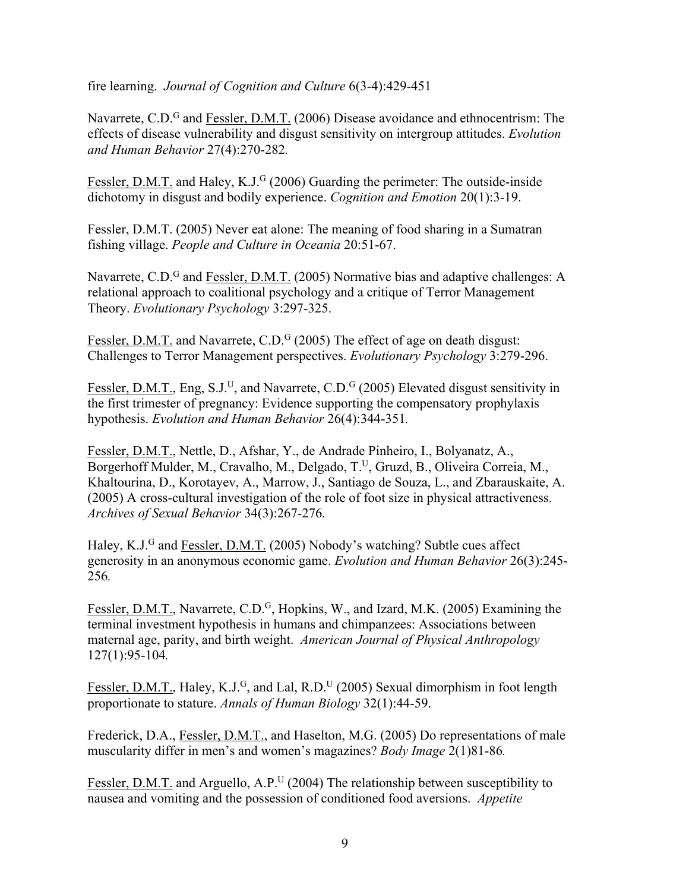fire learning. *Journal of Cognition and Culture* 6(3-4):429-451

Navarrete, C.D.[G] and <u>Fessler, D.M.T.</u> (2006) Disease avoidance and ethnocentrism: The effects of disease vulnerability and disgust sensitivity on intergroup attitudes. *Evolution and Human Behavior* 27(4):270-282*.*

<u>Fessler, D.M.T.</u> and Haley, K.J.[G] (2006) Guarding the perimeter: The outside-inside dichotomy in disgust and bodily experience. *Cognition and Emotion* 20(1):3-19.

Fessler, D.M.T. (2005) Never eat alone: The meaning of food sharing in a Sumatran fishing village. *People and Culture in Oceania* 20:51-67.

Navarrete, C.D.[G] and <u>Fessler, D.M.T.</u> (2005) Normative bias and adaptive challenges: A relational approach to coalitional psychology and a critique of Terror Management Theory. *Evolutionary Psychology* 3:297-325.

<u>Fessler, D.M.T.</u> and Navarrete, C.D.[G] (2005) The effect of age on death disgust: Challenges to Terror Management perspectives. *Evolutionary Psychology* 3:279-296.

<u>Fessler, D.M.T.</u>, Eng, S.J.[U], and Navarrete, C.D.[G] (2005) Elevated disgust sensitivity in the first trimester of pregnancy: Evidence supporting the compensatory prophylaxis hypothesis. *Evolution and Human Behavior* 26(4):344-351*.*

<u>Fessler, D.M.T.</u>, Nettle, D., Afshar, Y., de Andrade Pinheiro, I., Bolyanatz, A., Borgerhoff Mulder, M., Cravalho, M., Delgado, T.[U], Gruzd, B., Oliveira Correia, M., Khaltourina, D., Korotayev, A., Marrow, J., Santiago de Souza, L., and Zbarauskaite, A. (2005) A cross-cultural investigation of the role of foot size in physical attractiveness. *Archives of Sexual Behavior* 34(3):267-276*.*

Haley, K.J.[G] and <u>Fessler, D.M.T.</u> (2005) Nobody's watching? Subtle cues affect generosity in an anonymous economic game. *Evolution and Human Behavior* 26(3):245-256*.*

<u>Fessler, D.M.T.</u>, Navarrete, C.D.[G], Hopkins, W., and Izard, M.K. (2005) Examining the terminal investment hypothesis in humans and chimpanzees: Associations between maternal age, parity, and birth weight. *American Journal of Physical Anthropology* 127(1):95-104*.*

<u>Fessler, D.M.T.</u>, Haley, K.J.[G], and Lal, R.D.[U] (2005) Sexual dimorphism in foot length proportionate to stature. *Annals of Human Biology* 32(1):44-59.

Frederick, D.A., <u>Fessler, D.M.T.</u>, and Haselton, M.G. (2005) Do representations of male muscularity differ in men's and women's magazines? *Body Image* 2(1)81-86*.*

<u>Fessler, D.M.T.</u> and Arguello, A.P.[U] (2004) The relationship between susceptibility to nausea and vomiting and the possession of conditioned food aversions. *Appetite*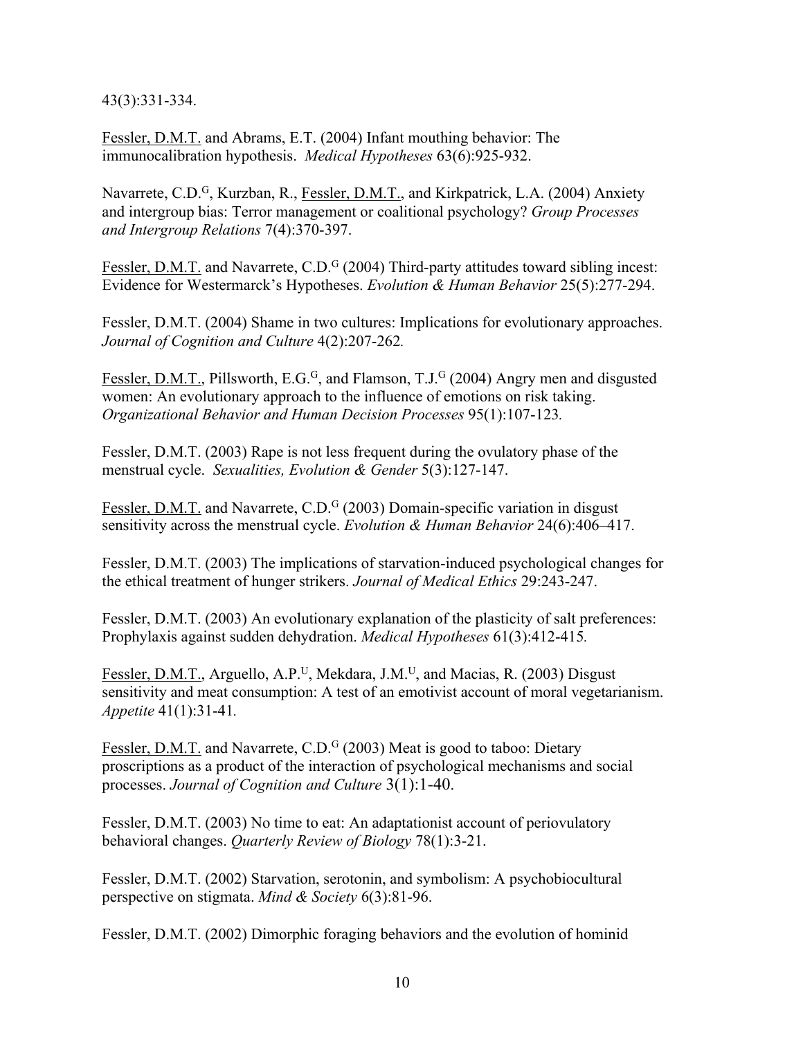43(3):331-334.

Fessler, D.M.T. and Abrams, E.T. (2004) Infant mouthing behavior: The immunocalibration hypothesis. *Medical Hypotheses* 63(6):925-932.

Navarrete, C.D.[G], Kurzban, R., Fessler, D.M.T., and Kirkpatrick, L.A. (2004) Anxiety and intergroup bias: Terror management or coalitional psychology? *Group Processes and Intergroup Relations* 7(4):370-397.

Fessler, D.M.T. and Navarrete, C.D.[G] (2004) Third-party attitudes toward sibling incest: Evidence for Westermarck's Hypotheses. *Evolution & Human Behavior* 25(5):277-294.

Fessler, D.M.T. (2004) Shame in two cultures: Implications for evolutionary approaches. *Journal of Cognition and Culture* 4(2):207-262.

Fessler, D.M.T., Pillsworth, E.G.[G], and Flamson, T.J.[G] (2004) Angry men and disgusted women: An evolutionary approach to the influence of emotions on risk taking. *Organizational Behavior and Human Decision Processes* 95(1):107-123.

Fessler, D.M.T. (2003) Rape is not less frequent during the ovulatory phase of the menstrual cycle. *Sexualities, Evolution & Gender* 5(3):127-147.

Fessler, D.M.T. and Navarrete, C.D.[G] (2003) Domain-specific variation in disgust sensitivity across the menstrual cycle. *Evolution & Human Behavior* 24(6):406–417.

Fessler, D.M.T. (2003) The implications of starvation-induced psychological changes for the ethical treatment of hunger strikers. *Journal of Medical Ethics* 29:243-247.

Fessler, D.M.T. (2003) An evolutionary explanation of the plasticity of salt preferences: Prophylaxis against sudden dehydration. *Medical Hypotheses* 61(3):412-415.

Fessler, D.M.T., Arguello, A.P.[U], Mekdara, J.M.[U], and Macias, R. (2003) Disgust sensitivity and meat consumption: A test of an emotivist account of moral vegetarianism. *Appetite* 41(1):31-41.

Fessler, D.M.T. and Navarrete, C.D.[G] (2003) Meat is good to taboo: Dietary proscriptions as a product of the interaction of psychological mechanisms and social processes. *Journal of Cognition and Culture* 3(1):1-40.

Fessler, D.M.T. (2003) No time to eat: An adaptationist account of periovulatory behavioral changes. *Quarterly Review of Biology* 78(1):3-21.

Fessler, D.M.T. (2002) Starvation, serotonin, and symbolism: A psychobiocultural perspective on stigmata. *Mind & Society* 6(3):81-96.

Fessler, D.M.T. (2002) Dimorphic foraging behaviors and the evolution of hominid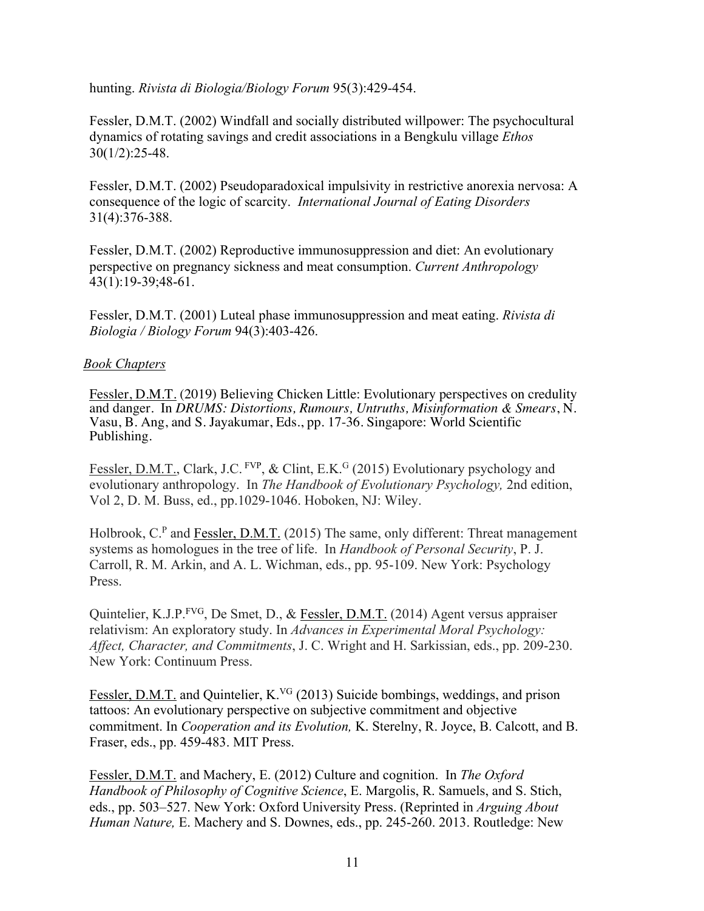hunting. *Rivista di Biologia/Biology Forum* 95(3):429-454.

Fessler, D.M.T. (2002) Windfall and socially distributed willpower: The psychocultural dynamics of rotating savings and credit associations in a Bengkulu village *Ethos* 30(1/2):25-48.

Fessler, D.M.T. (2002) Pseudoparadoxical impulsivity in restrictive anorexia nervosa: A consequence of the logic of scarcity. *International Journal of Eating Disorders* 31(4):376-388.

Fessler, D.M.T. (2002) Reproductive immunosuppression and diet: An evolutionary perspective on pregnancy sickness and meat consumption. *Current Anthropology* 43(1):19-39;48-61.

Fessler, D.M.T. (2001) Luteal phase immunosuppression and meat eating. *Rivista di Biologia / Biology Forum* 94(3):403-426.

*Book Chapters*

Fessler, D.M.T. (2019) Believing Chicken Little: Evolutionary perspectives on credulity and danger. In *DRUMS: Distortions, Rumours, Untruths, Misinformation & Smears*, N. Vasu, B. Ang, and S. Jayakumar, Eds., pp. 17-36. Singapore: World Scientific Publishing.

Fessler, D.M.T., Clark, J.C.[FVP], & Clint, E.K.[G] (2015) Evolutionary psychology and evolutionary anthropology. In *The Handbook of Evolutionary Psychology,* 2nd edition, Vol 2, D. M. Buss, ed., pp.1029-1046. Hoboken, NJ: Wiley.

Holbrook, C.[P] and Fessler, D.M.T. (2015) The same, only different: Threat management systems as homologues in the tree of life. In *Handbook of Personal Security*, P. J. Carroll, R. M. Arkin, and A. L. Wichman, eds., pp. 95-109. New York: Psychology Press.

Quintelier, K.J.P.[FVG], De Smet, D., & Fessler, D.M.T. (2014) Agent versus appraiser relativism: An exploratory study. In *Advances in Experimental Moral Psychology: Affect, Character, and Commitments*, J. C. Wright and H. Sarkissian, eds., pp. 209-230. New York: Continuum Press.

Fessler, D.M.T. and Quintelier, K.[VG] (2013) Suicide bombings, weddings, and prison tattoos: An evolutionary perspective on subjective commitment and objective commitment. In *Cooperation and its Evolution,* K. Sterelny, R. Joyce, B. Calcott, and B. Fraser, eds., pp. 459-483. MIT Press.

Fessler, D.M.T. and Machery, E. (2012) Culture and cognition. In *The Oxford Handbook of Philosophy of Cognitive Science*, E. Margolis, R. Samuels, and S. Stich, eds., pp. 503–527. New York: Oxford University Press. (Reprinted in *Arguing About Human Nature,* E. Machery and S. Downes, eds., pp. 245-260. 2013. Routledge: New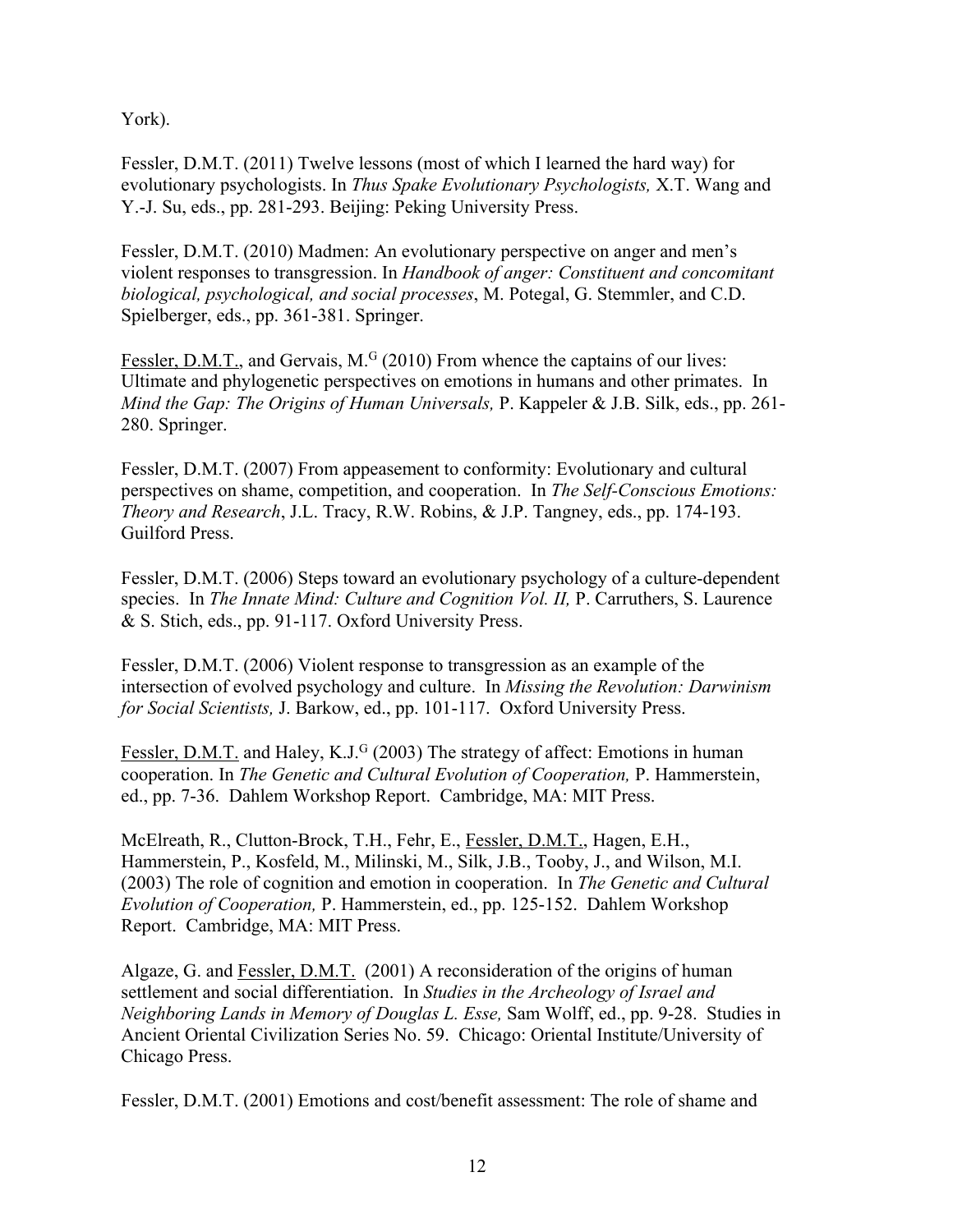York).

Fessler, D.M.T. (2011) Twelve lessons (most of which I learned the hard way) for evolutionary psychologists. In *Thus Spake Evolutionary Psychologists,* X.T. Wang and Y.-J. Su, eds., pp. 281-293. Beijing: Peking University Press.

Fessler, D.M.T. (2010) Madmen: An evolutionary perspective on anger and men's violent responses to transgression. In *Handbook of anger: Constituent and concomitant biological, psychological, and social processes*, M. Potegal, G. Stemmler, and C.D. Spielberger, eds., pp. 361-381. Springer.

Fessler, D.M.T., and Gervais, M.[G] (2010) From whence the captains of our lives: Ultimate and phylogenetic perspectives on emotions in humans and other primates. In *Mind the Gap: The Origins of Human Universals,* P. Kappeler & J.B. Silk, eds., pp. 261-280. Springer.

Fessler, D.M.T. (2007) From appeasement to conformity: Evolutionary and cultural perspectives on shame, competition, and cooperation. In *The Self-Conscious Emotions: Theory and Research*, J.L. Tracy, R.W. Robins, & J.P. Tangney, eds., pp. 174-193. Guilford Press.

Fessler, D.M.T. (2006) Steps toward an evolutionary psychology of a culture-dependent species. In *The Innate Mind: Culture and Cognition Vol. II,* P. Carruthers, S. Laurence & S. Stich, eds., pp. 91-117. Oxford University Press.

Fessler, D.M.T. (2006) Violent response to transgression as an example of the intersection of evolved psychology and culture. In *Missing the Revolution: Darwinism for Social Scientists,* J. Barkow, ed., pp. 101-117. Oxford University Press.

Fessler, D.M.T. and Haley, K.J.[G] (2003) The strategy of affect: Emotions in human cooperation. In *The Genetic and Cultural Evolution of Cooperation,* P. Hammerstein, ed., pp. 7-36. Dahlem Workshop Report. Cambridge, MA: MIT Press.

McElreath, R., Clutton-Brock, T.H., Fehr, E., Fessler, D.M.T., Hagen, E.H., Hammerstein, P., Kosfeld, M., Milinski, M., Silk, J.B., Tooby, J., and Wilson, M.I. (2003) The role of cognition and emotion in cooperation. In *The Genetic and Cultural Evolution of Cooperation,* P. Hammerstein, ed., pp. 125-152. Dahlem Workshop Report. Cambridge, MA: MIT Press.

Algaze, G. and Fessler, D.M.T. (2001) A reconsideration of the origins of human settlement and social differentiation. In *Studies in the Archeology of Israel and Neighboring Lands in Memory of Douglas L. Esse,* Sam Wolff, ed., pp. 9-28. Studies in Ancient Oriental Civilization Series No. 59. Chicago: Oriental Institute/University of Chicago Press.

Fessler, D.M.T. (2001) Emotions and cost/benefit assessment: The role of shame and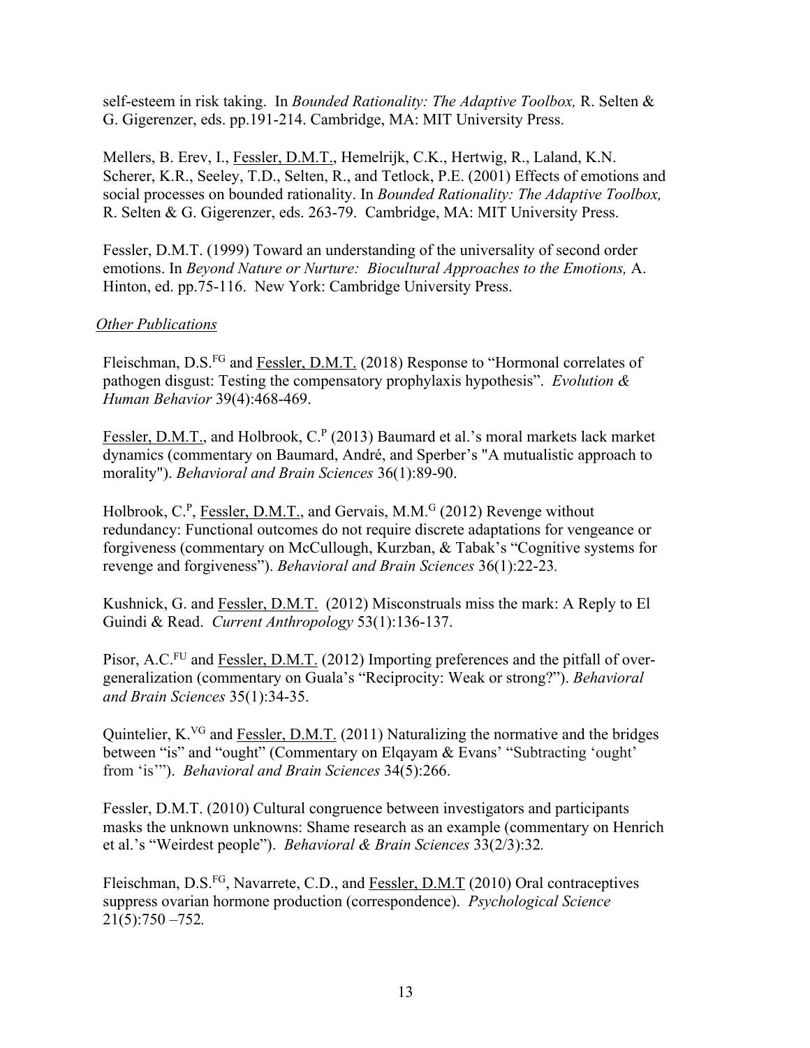self-esteem in risk taking. In *Bounded Rationality: The Adaptive Toolbox,* R. Selten & G. Gigerenzer, eds. pp.191-214. Cambridge, MA: MIT University Press.

Mellers, B. Erev, I., Fessler, D.M.T., Hemelrijk, C.K., Hertwig, R., Laland, K.N. Scherer, K.R., Seeley, T.D., Selten, R., and Tetlock, P.E. (2001) Effects of emotions and social processes on bounded rationality. In *Bounded Rationality: The Adaptive Toolbox,* R. Selten & G. Gigerenzer, eds. 263-79. Cambridge, MA: MIT University Press.

Fessler, D.M.T. (1999) Toward an understanding of the universality of second order emotions. In *Beyond Nature or Nurture: Biocultural Approaches to the Emotions,* A. Hinton, ed. pp.75-116. New York: Cambridge University Press.

*Other Publications*

Fleischman, D.S.[FG] and Fessler, D.M.T. (2018) Response to "Hormonal correlates of pathogen disgust: Testing the compensatory prophylaxis hypothesis". *Evolution & Human Behavior* 39(4):468-469.

Fessler, D.M.T., and Holbrook, C.[P] (2013) Baumard et al.'s moral markets lack market dynamics (commentary on Baumard, André, and Sperber's "A mutualistic approach to morality"). *Behavioral and Brain Sciences* 36(1):89-90.

Holbrook, C.[P], Fessler, D.M.T., and Gervais, M.M.[G] (2012) Revenge without redundancy: Functional outcomes do not require discrete adaptations for vengeance or forgiveness (commentary on McCullough, Kurzban, & Tabak's "Cognitive systems for revenge and forgiveness"). *Behavioral and Brain Sciences* 36(1):22-23.

Kushnick, G. and Fessler, D.M.T. (2012) Misconstruals miss the mark: A Reply to El Guindi & Read. *Current Anthropology* 53(1):136-137.

Pisor, A.C.[FU] and Fessler, D.M.T. (2012) Importing preferences and the pitfall of over-generalization (commentary on Guala's "Reciprocity: Weak or strong?"). *Behavioral and Brain Sciences* 35(1):34-35.

Quintelier, K.[VG] and Fessler, D.M.T. (2011) Naturalizing the normative and the bridges between "is" and "ought" (Commentary on Elqayam & Evans' "Subtracting 'ought' from 'is'"). *Behavioral and Brain Sciences* 34(5):266.

Fessler, D.M.T. (2010) Cultural congruence between investigators and participants masks the unknown unknowns: Shame research as an example (commentary on Henrich et al.'s "Weirdest people"). *Behavioral & Brain Sciences* 33(2/3):32.

Fleischman, D.S.[FG], Navarrete, C.D., and Fessler, D.M.T (2010) Oral contraceptives suppress ovarian hormone production (correspondence). *Psychological Science* 21(5):750 –752.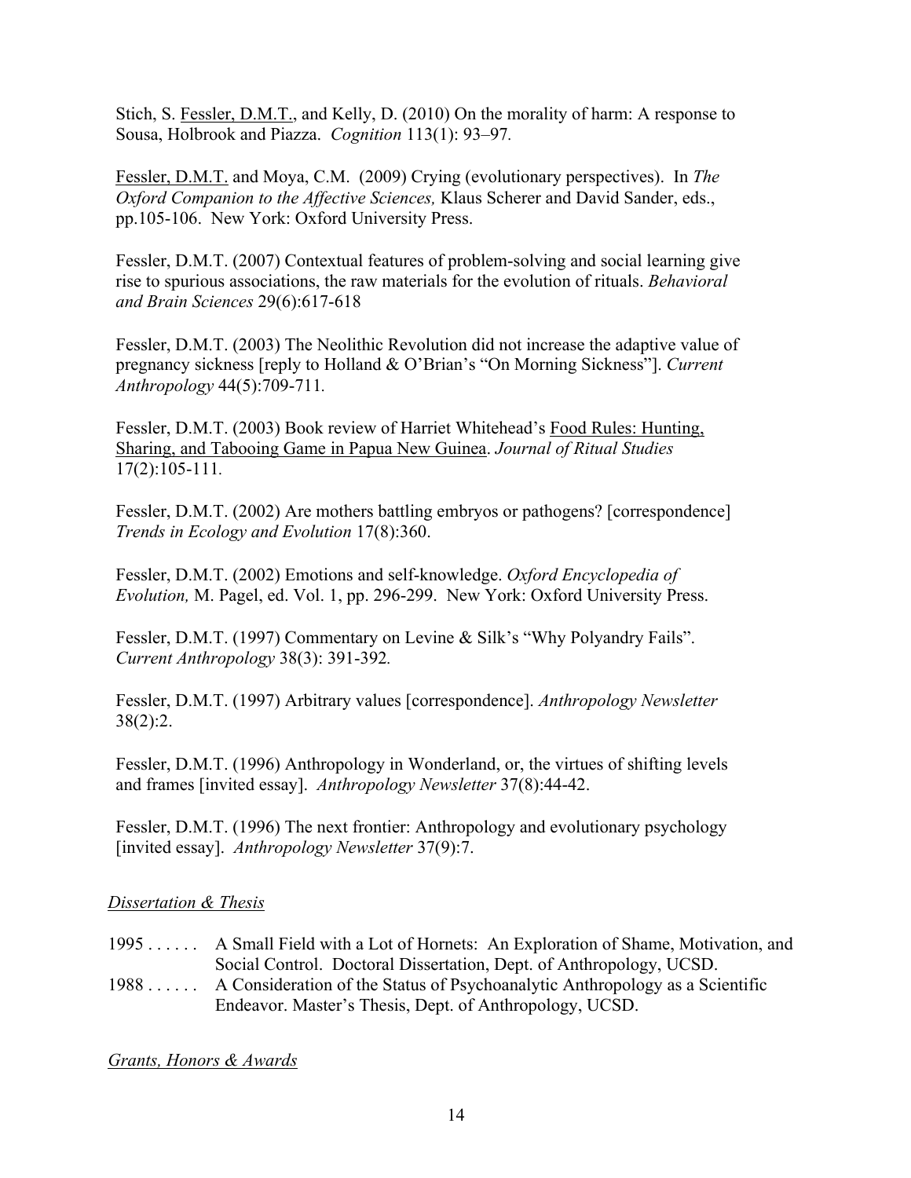Stich, S. Fessler, D.M.T., and Kelly, D. (2010) On the morality of harm: A response to Sousa, Holbrook and Piazza. *Cognition* 113(1): 93–97.

Fessler, D.M.T. and Moya, C.M. (2009) Crying (evolutionary perspectives). In *The Oxford Companion to the Affective Sciences,* Klaus Scherer and David Sander, eds., pp.105-106. New York: Oxford University Press.

Fessler, D.M.T. (2007) Contextual features of problem-solving and social learning give rise to spurious associations, the raw materials for the evolution of rituals. *Behavioral and Brain Sciences* 29(6):617-618

Fessler, D.M.T. (2003) The Neolithic Revolution did not increase the adaptive value of pregnancy sickness [reply to Holland & O'Brian's "On Morning Sickness"]. *Current Anthropology* 44(5):709-711.

Fessler, D.M.T. (2003) Book review of Harriet Whitehead's Food Rules: Hunting, Sharing, and Tabooing Game in Papua New Guinea. *Journal of Ritual Studies* 17(2):105-111.

Fessler, D.M.T. (2002) Are mothers battling embryos or pathogens? [correspondence] *Trends in Ecology and Evolution* 17(8):360.

Fessler, D.M.T. (2002) Emotions and self-knowledge. *Oxford Encyclopedia of Evolution,* M. Pagel, ed. Vol. 1, pp. 296-299. New York: Oxford University Press.

Fessler, D.M.T. (1997) Commentary on Levine & Silk's "Why Polyandry Fails". *Current Anthropology* 38(3): 391-392.

Fessler, D.M.T. (1997) Arbitrary values [correspondence]. *Anthropology Newsletter* 38(2):2.

Fessler, D.M.T. (1996) Anthropology in Wonderland, or, the virtues of shifting levels and frames [invited essay]. *Anthropology Newsletter* 37(8):44-42.

Fessler, D.M.T. (1996) The next frontier: Anthropology and evolutionary psychology [invited essay]. *Anthropology Newsletter* 37(9):7.

*Dissertation & Thesis*

1995 . . . . . . A Small Field with a Lot of Hornets: An Exploration of Shame, Motivation, and Social Control. Doctoral Dissertation, Dept. of Anthropology, UCSD.

1988 . . . . . . A Consideration of the Status of Psychoanalytic Anthropology as a Scientific Endeavor. Master's Thesis, Dept. of Anthropology, UCSD.

*Grants, Honors & Awards*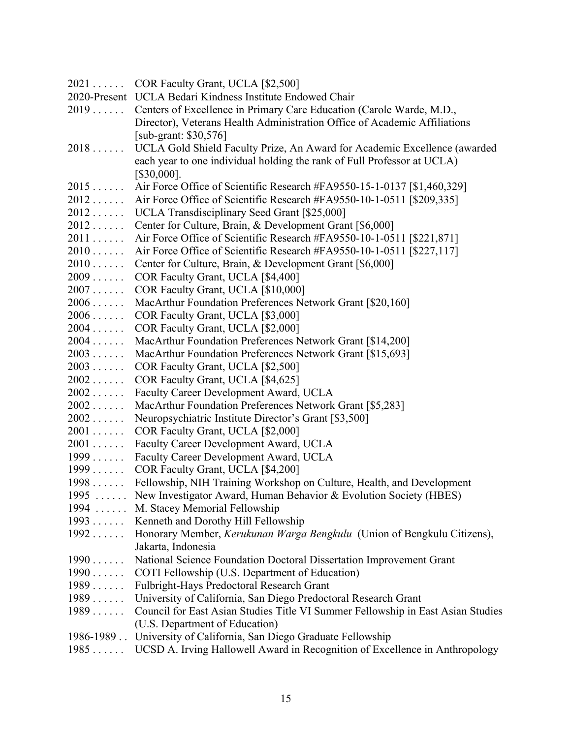2021 . . . . . . COR Faculty Grant, UCLA [$2,500]

2020-Present UCLA Bedari Kindness Institute Endowed Chair

2019 . . . . . . Centers of Excellence in Primary Care Education (Carole Warde, M.D., Director), Veterans Health Administration Office of Academic Affiliations [sub-grant: $30,576]

2018 . . . . . . UCLA Gold Shield Faculty Prize, An Award for Academic Excellence (awarded each year to one individual holding the rank of Full Professor at UCLA) [$30,000].

2015 . . . . . . Air Force Office of Scientific Research #FA9550-15-1-0137 [$1,460,329]

2012 . . . . . . Air Force Office of Scientific Research #FA9550-10-1-0511 [$209,335]

2012 . . . . . . UCLA Transdisciplinary Seed Grant [$25,000]

2012 . . . . . . Center for Culture, Brain, & Development Grant [$6,000]

2011 . . . . . . Air Force Office of Scientific Research #FA9550-10-1-0511 [$221,871]

2010 . . . . . . Air Force Office of Scientific Research #FA9550-10-1-0511 [$227,117]

2010 . . . . . . Center for Culture, Brain, & Development Grant [$6,000]

2009 . . . . . . COR Faculty Grant, UCLA [$4,400]

2007 . . . . . . COR Faculty Grant, UCLA [$10,000]

2006 . . . . . . MacArthur Foundation Preferences Network Grant [$20,160]

2006 . . . . . . COR Faculty Grant, UCLA [$3,000]

2004 . . . . . . COR Faculty Grant, UCLA [$2,000]

2004 . . . . . . MacArthur Foundation Preferences Network Grant [$14,200]

2003 . . . . . . MacArthur Foundation Preferences Network Grant [$15,693]

2003 . . . . . . COR Faculty Grant, UCLA [$2,500]

2002 . . . . . . COR Faculty Grant, UCLA [$4,625]

2002 . . . . . . Faculty Career Development Award, UCLA

2002 . . . . . . MacArthur Foundation Preferences Network Grant [$5,283]

2002 . . . . . . Neuropsychiatric Institute Director's Grant [$3,500]

2001 . . . . . . COR Faculty Grant, UCLA [$2,000]

2001 . . . . . . Faculty Career Development Award, UCLA

1999 . . . . . . Faculty Career Development Award, UCLA

1999 . . . . . . COR Faculty Grant, UCLA [$4,200]

1998 . . . . . . Fellowship, NIH Training Workshop on Culture, Health, and Development

1995 . . . . . . New Investigator Award, Human Behavior & Evolution Society (HBES)

1994 . . . . . . M. Stacey Memorial Fellowship

1993 . . . . . . Kenneth and Dorothy Hill Fellowship

1992 . . . . . . Honorary Member, *Kerukunan Warga Bengkulu* (Union of Bengkulu Citizens), Jakarta, Indonesia

1990 . . . . . . National Science Foundation Doctoral Dissertation Improvement Grant

1990 . . . . . . COTI Fellowship (U.S. Department of Education)

1989 . . . . . . Fulbright-Hays Predoctoral Research Grant

1989 . . . . . . University of California, San Diego Predoctoral Research Grant

1989 . . . . . . Council for East Asian Studies Title VI Summer Fellowship in East Asian Studies (U.S. Department of Education)

1986-1989 . . University of California, San Diego Graduate Fellowship

1985 . . . . . . UCSD A. Irving Hallowell Award in Recognition of Excellence in Anthropology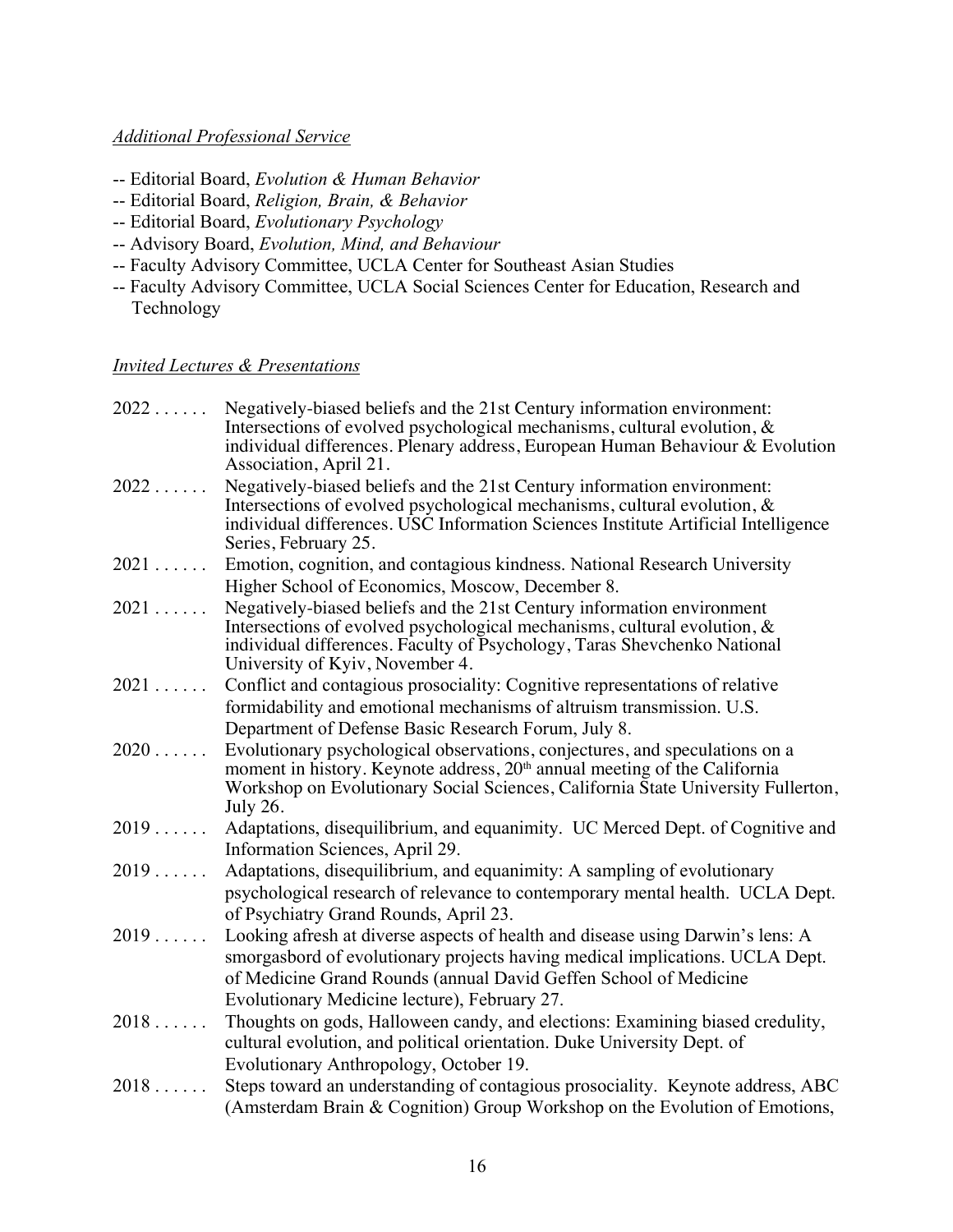*Additional Professional Service*

-- Editorial Board, *Evolution & Human Behavior*
-- Editorial Board, *Religion, Brain, & Behavior*
-- Editorial Board, *Evolutionary Psychology*
-- Advisory Board, *Evolution, Mind, and Behaviour*
-- Faculty Advisory Committee, UCLA Center for Southeast Asian Studies
-- Faculty Advisory Committee, UCLA Social Sciences Center for Education, Research and Technology

*Invited Lectures & Presentations*

2022 . . . . . . Negatively-biased beliefs and the 21st Century information environment: Intersections of evolved psychological mechanisms, cultural evolution, & individual differences. Plenary address, European Human Behaviour & Evolution Association, April 21.

2022 . . . . . . Negatively-biased beliefs and the 21st Century information environment: Intersections of evolved psychological mechanisms, cultural evolution, & individual differences. USC Information Sciences Institute Artificial Intelligence Series, February 25.

2021 . . . . . . Emotion, cognition, and contagious kindness. National Research University Higher School of Economics, Moscow, December 8.

2021 . . . . . . Negatively-biased beliefs and the 21st Century information environment Intersections of evolved psychological mechanisms, cultural evolution, & individual differences. Faculty of Psychology, Taras Shevchenko National University of Kyiv, November 4.

2021 . . . . . . Conflict and contagious prosociality: Cognitive representations of relative formidability and emotional mechanisms of altruism transmission. U.S. Department of Defense Basic Research Forum, July 8.

2020 . . . . . . Evolutionary psychological observations, conjectures, and speculations on a moment in history. Keynote address, 20th annual meeting of the California Workshop on Evolutionary Social Sciences, California State University Fullerton, July 26.

2019 . . . . . . Adaptations, disequilibrium, and equanimity. UC Merced Dept. of Cognitive and Information Sciences, April 29.

2019 . . . . . . Adaptations, disequilibrium, and equanimity: A sampling of evolutionary psychological research of relevance to contemporary mental health. UCLA Dept. of Psychiatry Grand Rounds, April 23.

2019 . . . . . . Looking afresh at diverse aspects of health and disease using Darwin's lens: A smorgasbord of evolutionary projects having medical implications. UCLA Dept. of Medicine Grand Rounds (annual David Geffen School of Medicine Evolutionary Medicine lecture), February 27.

2018 . . . . . . Thoughts on gods, Halloween candy, and elections: Examining biased credulity, cultural evolution, and political orientation. Duke University Dept. of Evolutionary Anthropology, October 19.

2018 . . . . . . Steps toward an understanding of contagious prosociality. Keynote address, ABC (Amsterdam Brain & Cognition) Group Workshop on the Evolution of Emotions,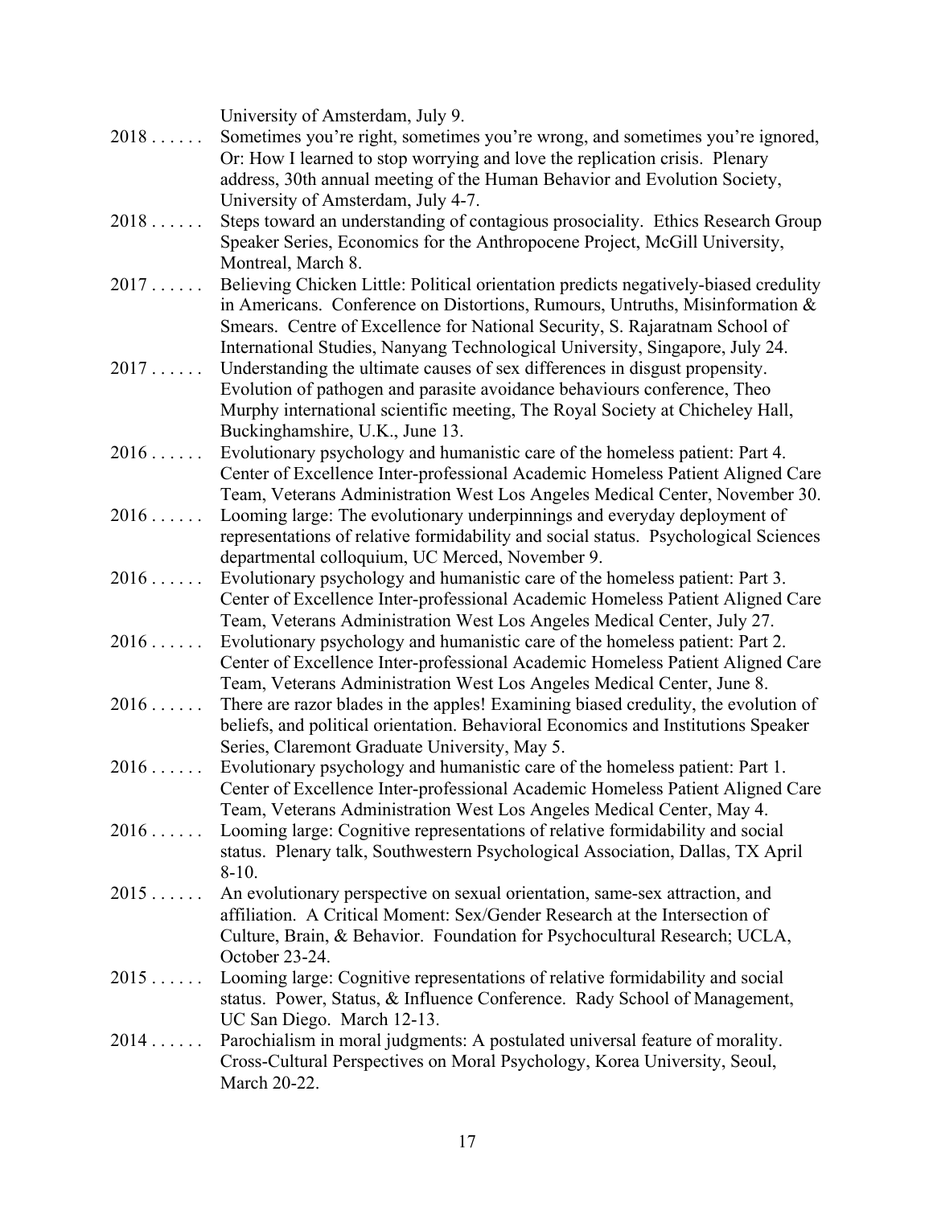University of Amsterdam, July 9.

2018 . . . . . . Sometimes you're right, sometimes you're wrong, and sometimes you're ignored, Or: How I learned to stop worrying and love the replication crisis. Plenary address, 30th annual meeting of the Human Behavior and Evolution Society, University of Amsterdam, July 4-7.

2018 . . . . . . Steps toward an understanding of contagious prosociality. Ethics Research Group Speaker Series, Economics for the Anthropocene Project, McGill University, Montreal, March 8.

2017 . . . . . . Believing Chicken Little: Political orientation predicts negatively-biased credulity in Americans. Conference on Distortions, Rumours, Untruths, Misinformation & Smears. Centre of Excellence for National Security, S. Rajaratnam School of International Studies, Nanyang Technological University, Singapore, July 24.

2017 . . . . . . Understanding the ultimate causes of sex differences in disgust propensity. Evolution of pathogen and parasite avoidance behaviours conference, Theo Murphy international scientific meeting, The Royal Society at Chicheley Hall, Buckinghamshire, U.K., June 13.

2016 . . . . . . Evolutionary psychology and humanistic care of the homeless patient: Part 4. Center of Excellence Inter-professional Academic Homeless Patient Aligned Care Team, Veterans Administration West Los Angeles Medical Center, November 30.

2016 . . . . . . Looming large: The evolutionary underpinnings and everyday deployment of representations of relative formidability and social status. Psychological Sciences departmental colloquium, UC Merced, November 9.

2016 . . . . . . Evolutionary psychology and humanistic care of the homeless patient: Part 3. Center of Excellence Inter-professional Academic Homeless Patient Aligned Care Team, Veterans Administration West Los Angeles Medical Center, July 27.

2016 . . . . . . Evolutionary psychology and humanistic care of the homeless patient: Part 2. Center of Excellence Inter-professional Academic Homeless Patient Aligned Care Team, Veterans Administration West Los Angeles Medical Center, June 8.

2016 . . . . . . There are razor blades in the apples! Examining biased credulity, the evolution of beliefs, and political orientation. Behavioral Economics and Institutions Speaker Series, Claremont Graduate University, May 5.

2016 . . . . . . Evolutionary psychology and humanistic care of the homeless patient: Part 1. Center of Excellence Inter-professional Academic Homeless Patient Aligned Care Team, Veterans Administration West Los Angeles Medical Center, May 4.

2016 . . . . . . Looming large: Cognitive representations of relative formidability and social status. Plenary talk, Southwestern Psychological Association, Dallas, TX April 8-10.

2015 . . . . . . An evolutionary perspective on sexual orientation, same-sex attraction, and affiliation. A Critical Moment: Sex/Gender Research at the Intersection of Culture, Brain, & Behavior. Foundation for Psychocultural Research; UCLA, October 23-24.

2015 . . . . . . Looming large: Cognitive representations of relative formidability and social status. Power, Status, & Influence Conference. Rady School of Management, UC San Diego. March 12-13.

2014 . . . . . . Parochialism in moral judgments: A postulated universal feature of morality. Cross-Cultural Perspectives on Moral Psychology, Korea University, Seoul, March 20-22.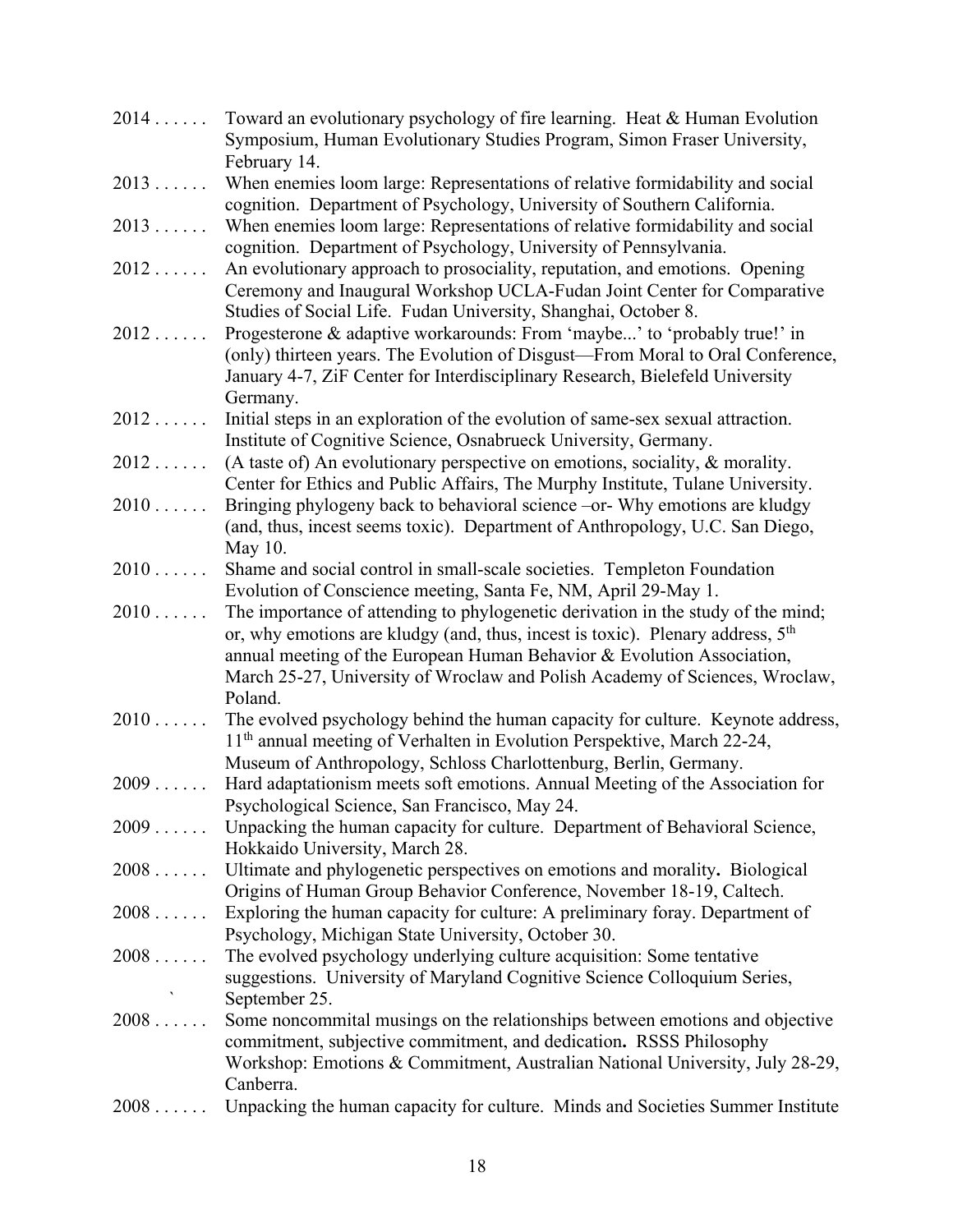2014 . . . . . . Toward an evolutionary psychology of fire learning. Heat & Human Evolution Symposium, Human Evolutionary Studies Program, Simon Fraser University, February 14.

2013 . . . . . . When enemies loom large: Representations of relative formidability and social cognition. Department of Psychology, University of Southern California.

2013 . . . . . . When enemies loom large: Representations of relative formidability and social cognition. Department of Psychology, University of Pennsylvania.

2012 . . . . . . An evolutionary approach to prosociality, reputation, and emotions. Opening Ceremony and Inaugural Workshop UCLA-Fudan Joint Center for Comparative Studies of Social Life. Fudan University, Shanghai, October 8.

2012 . . . . . . Progesterone & adaptive workarounds: From 'maybe...' to 'probably true!' in (only) thirteen years. The Evolution of Disgust—From Moral to Oral Conference, January 4-7, ZiF Center for Interdisciplinary Research, Bielefeld University Germany.

2012 . . . . . . Initial steps in an exploration of the evolution of same-sex sexual attraction. Institute of Cognitive Science, Osnabrueck University, Germany.

2012 . . . . . . (A taste of) An evolutionary perspective on emotions, sociality, & morality. Center for Ethics and Public Affairs, The Murphy Institute, Tulane University.

2010 . . . . . . Bringing phylogeny back to behavioral science –or- Why emotions are kludgy (and, thus, incest seems toxic). Department of Anthropology, U.C. San Diego, May 10.

2010 . . . . . . Shame and social control in small-scale societies. Templeton Foundation Evolution of Conscience meeting, Santa Fe, NM, April 29-May 1.

2010 . . . . . . The importance of attending to phylogenetic derivation in the study of the mind; or, why emotions are kludgy (and, thus, incest is toxic). Plenary address, 5th annual meeting of the European Human Behavior & Evolution Association, March 25-27, University of Wroclaw and Polish Academy of Sciences, Wroclaw, Poland.

2010 . . . . . . The evolved psychology behind the human capacity for culture. Keynote address, 11th annual meeting of Verhalten in Evolution Perspektive, March 22-24, Museum of Anthropology, Schloss Charlottenburg, Berlin, Germany.

2009 . . . . . . Hard adaptationism meets soft emotions. Annual Meeting of the Association for Psychological Science, San Francisco, May 24.

2009 . . . . . . Unpacking the human capacity for culture. Department of Behavioral Science, Hokkaido University, March 28.

2008 . . . . . . Ultimate and phylogenetic perspectives on emotions and morality**.** Biological Origins of Human Group Behavior Conference, November 18-19, Caltech.

2008 . . . . . . Exploring the human capacity for culture: A preliminary foray. Department of Psychology, Michigan State University, October 30.

2008 . . . . . . The evolved psychology underlying culture acquisition: Some tentative suggestions. University of Maryland Cognitive Science Colloquium Series, September 25.

2008 . . . . . . Some noncommital musings on the relationships between emotions and objective commitment, subjective commitment, and dedication**.** RSSS Philosophy Workshop: Emotions & Commitment, Australian National University, July 28-29, Canberra.

2008 . . . . . . Unpacking the human capacity for culture. Minds and Societies Summer Institute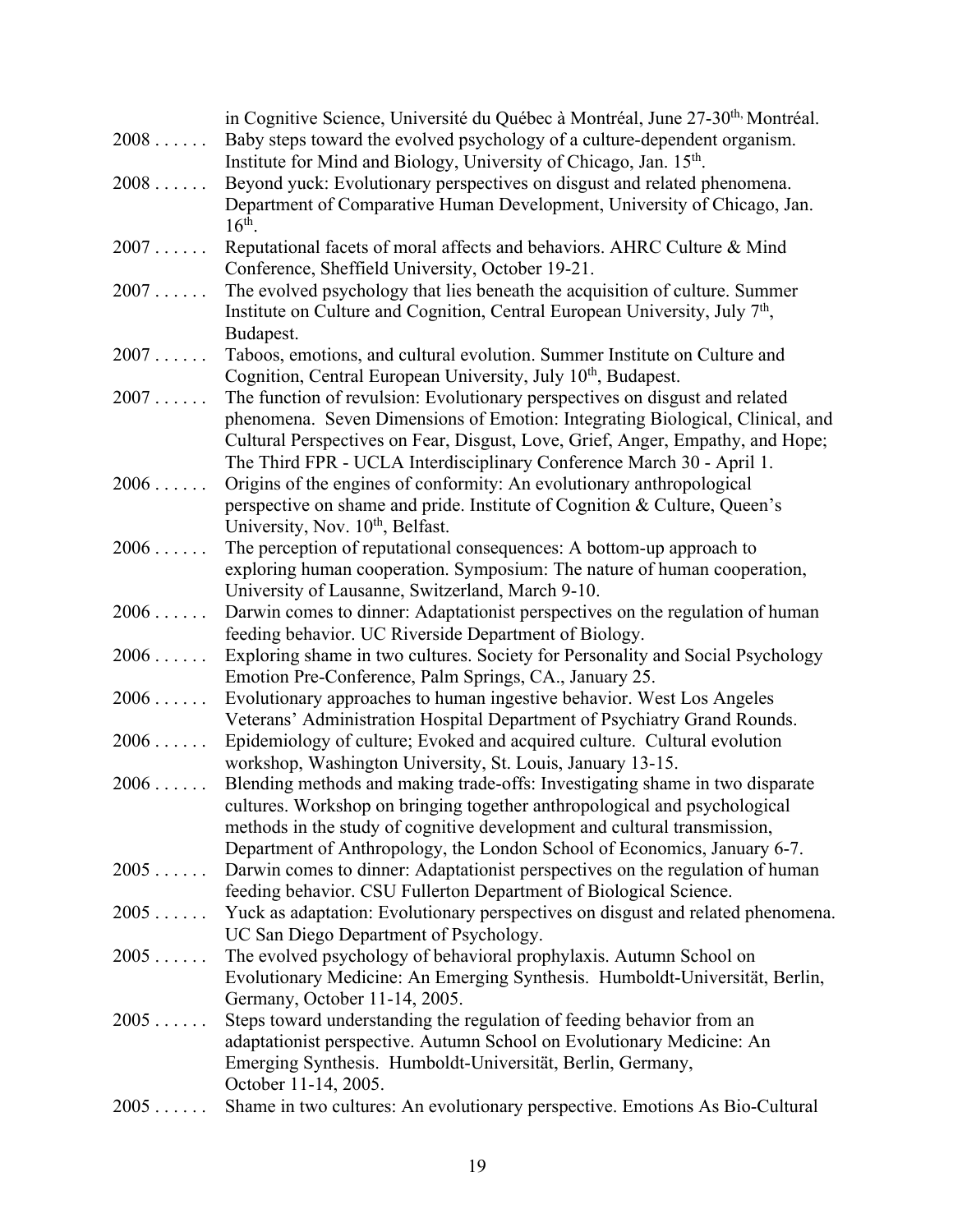in Cognitive Science, Université du Québec à Montréal, June 27-30th, Montréal.

2008 . . . . . . Baby steps toward the evolved psychology of a culture-dependent organism. Institute for Mind and Biology, University of Chicago, Jan. 15th.

2008 . . . . . . Beyond yuck: Evolutionary perspectives on disgust and related phenomena. Department of Comparative Human Development, University of Chicago, Jan. 16th.

2007 . . . . . . Reputational facets of moral affects and behaviors. AHRC Culture & Mind Conference, Sheffield University, October 19-21.

2007 . . . . . . The evolved psychology that lies beneath the acquisition of culture. Summer Institute on Culture and Cognition, Central European University, July 7th, Budapest.

2007 . . . . . . Taboos, emotions, and cultural evolution. Summer Institute on Culture and Cognition, Central European University, July 10th, Budapest.

2007 . . . . . . The function of revulsion: Evolutionary perspectives on disgust and related phenomena. Seven Dimensions of Emotion: Integrating Biological, Clinical, and Cultural Perspectives on Fear, Disgust, Love, Grief, Anger, Empathy, and Hope; The Third FPR - UCLA Interdisciplinary Conference March 30 - April 1.

2006 . . . . . . Origins of the engines of conformity: An evolutionary anthropological perspective on shame and pride. Institute of Cognition & Culture, Queen's University, Nov. 10th, Belfast.

2006 . . . . . . The perception of reputational consequences: A bottom-up approach to exploring human cooperation. Symposium: The nature of human cooperation, University of Lausanne, Switzerland, March 9-10.

2006 . . . . . . Darwin comes to dinner: Adaptationist perspectives on the regulation of human feeding behavior. UC Riverside Department of Biology.

2006 . . . . . . Exploring shame in two cultures. Society for Personality and Social Psychology Emotion Pre-Conference, Palm Springs, CA., January 25.

2006 . . . . . . Evolutionary approaches to human ingestive behavior. West Los Angeles Veterans' Administration Hospital Department of Psychiatry Grand Rounds.

2006 . . . . . . Epidemiology of culture; Evoked and acquired culture. Cultural evolution workshop, Washington University, St. Louis, January 13-15.

2006 . . . . . . Blending methods and making trade-offs: Investigating shame in two disparate cultures. Workshop on bringing together anthropological and psychological methods in the study of cognitive development and cultural transmission, Department of Anthropology, the London School of Economics, January 6-7.

2005 . . . . . . Darwin comes to dinner: Adaptationist perspectives on the regulation of human feeding behavior. CSU Fullerton Department of Biological Science.

2005 . . . . . . Yuck as adaptation: Evolutionary perspectives on disgust and related phenomena. UC San Diego Department of Psychology.

2005 . . . . . . The evolved psychology of behavioral prophylaxis. Autumn School on Evolutionary Medicine: An Emerging Synthesis. Humboldt-Universität, Berlin, Germany, October 11-14, 2005.

2005 . . . . . . Steps toward understanding the regulation of feeding behavior from an adaptationist perspective. Autumn School on Evolutionary Medicine: An Emerging Synthesis. Humboldt-Universität, Berlin, Germany, October 11-14, 2005.

2005 . . . . . . Shame in two cultures: An evolutionary perspective. Emotions As Bio-Cultural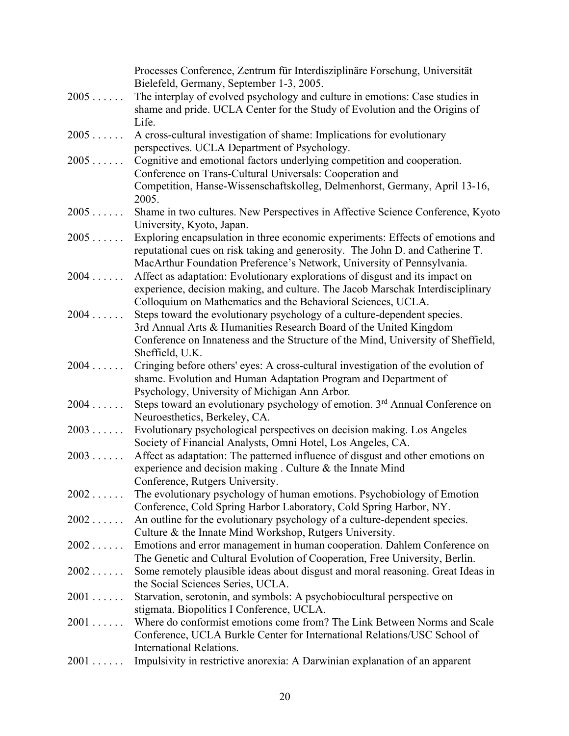Processes Conference, Zentrum für Interdisziplinäre Forschung, Universität Bielefeld, Germany, September 1-3, 2005.

2005 . . . . . . The interplay of evolved psychology and culture in emotions: Case studies in shame and pride. UCLA Center for the Study of Evolution and the Origins of Life.

2005 . . . . . . A cross-cultural investigation of shame: Implications for evolutionary perspectives. UCLA Department of Psychology.

2005 . . . . . . Cognitive and emotional factors underlying competition and cooperation. Conference on Trans-Cultural Universals: Cooperation and Competition, Hanse-Wissenschaftskolleg, Delmenhorst, Germany, April 13-16, 2005.

2005 . . . . . . Shame in two cultures. New Perspectives in Affective Science Conference, Kyoto University, Kyoto, Japan.

2005 . . . . . . Exploring encapsulation in three economic experiments: Effects of emotions and reputational cues on risk taking and generosity. The John D. and Catherine T. MacArthur Foundation Preference's Network, University of Pennsylvania.

2004 . . . . . . Affect as adaptation: Evolutionary explorations of disgust and its impact on experience, decision making, and culture. The Jacob Marschak Interdisciplinary Colloquium on Mathematics and the Behavioral Sciences, UCLA.

2004 . . . . . . Steps toward the evolutionary psychology of a culture-dependent species. 3rd Annual Arts & Humanities Research Board of the United Kingdom Conference on Innateness and the Structure of the Mind, University of Sheffield, Sheffield, U.K.

2004 . . . . . . Cringing before others' eyes: A cross-cultural investigation of the evolution of shame. Evolution and Human Adaptation Program and Department of Psychology, University of Michigan Ann Arbor.

2004 . . . . . . Steps toward an evolutionary psychology of emotion. 3rd Annual Conference on Neuroesthetics, Berkeley, CA.

2003 . . . . . . Evolutionary psychological perspectives on decision making. Los Angeles Society of Financial Analysts, Omni Hotel, Los Angeles, CA.

2003 . . . . . . Affect as adaptation: The patterned influence of disgust and other emotions on experience and decision making . Culture & the Innate Mind Conference, Rutgers University.

2002 . . . . . . The evolutionary psychology of human emotions. Psychobiology of Emotion Conference, Cold Spring Harbor Laboratory, Cold Spring Harbor, NY.

2002 . . . . . . An outline for the evolutionary psychology of a culture-dependent species. Culture & the Innate Mind Workshop, Rutgers University.

2002 . . . . . . Emotions and error management in human cooperation. Dahlem Conference on The Genetic and Cultural Evolution of Cooperation, Free University, Berlin.

2002 . . . . . . Some remotely plausible ideas about disgust and moral reasoning. Great Ideas in the Social Sciences Series, UCLA.

2001 . . . . . . Starvation, serotonin, and symbols: A psychobiocultural perspective on stigmata. Biopolitics I Conference, UCLA.

2001 . . . . . . Where do conformist emotions come from? The Link Between Norms and Scale Conference, UCLA Burkle Center for International Relations/USC School of International Relations.

2001 . . . . . . Impulsivity in restrictive anorexia: A Darwinian explanation of an apparent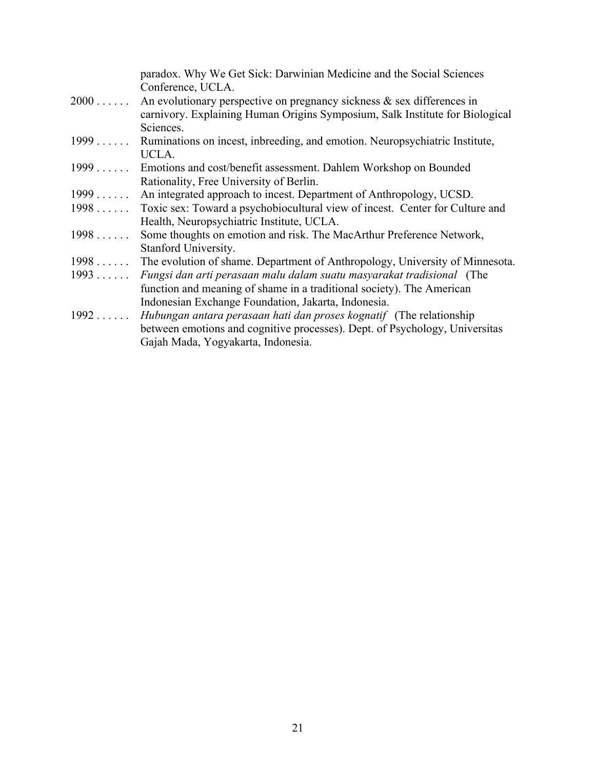paradox. Why We Get Sick: Darwinian Medicine and the Social Sciences Conference, UCLA.

2000 . . . . . . An evolutionary perspective on pregnancy sickness & sex differences in carnivory. Explaining Human Origins Symposium, Salk Institute for Biological Sciences.

1999 . . . . . . Ruminations on incest, inbreeding, and emotion. Neuropsychiatric Institute, UCLA.

1999 . . . . . . Emotions and cost/benefit assessment. Dahlem Workshop on Bounded Rationality, Free University of Berlin.

1999 . . . . . . An integrated approach to incest. Department of Anthropology, UCSD.

1998 . . . . . . Toxic sex: Toward a psychobiocultural view of incest. Center for Culture and Health, Neuropsychiatric Institute, UCLA.

1998 . . . . . . Some thoughts on emotion and risk. The MacArthur Preference Network, Stanford University.

1998 . . . . . . The evolution of shame. Department of Anthropology, University of Minnesota.

1993 . . . . . . *Fungsi dan arti perasaan malu dalam suatu masyarakat tradisional* (The function and meaning of shame in a traditional society). The American Indonesian Exchange Foundation, Jakarta, Indonesia.

1992 . . . . . . *Hubungan antara perasaan hati dan proses kognatif* (The relationship between emotions and cognitive processes). Dept. of Psychology, Universitas Gajah Mada, Yogyakarta, Indonesia.